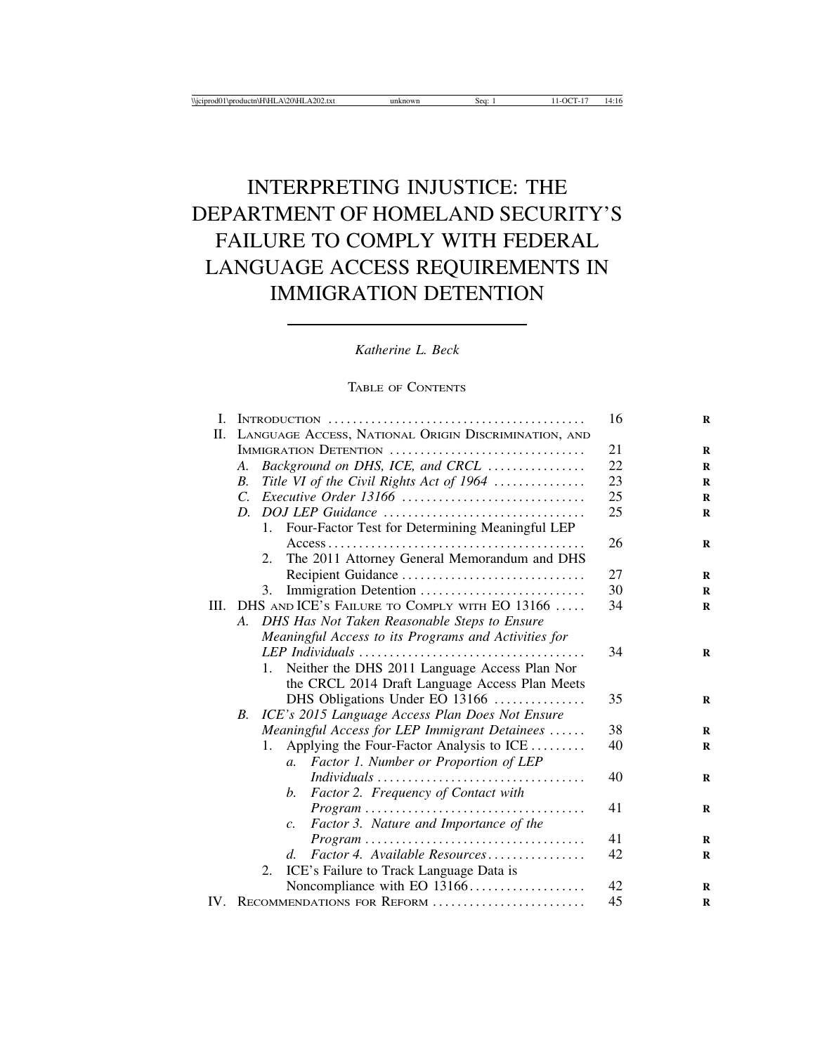# INTERPRETING INJUSTICE: THE DEPARTMENT OF HOMELAND SECURITY'S FAILURE TO COMPLY WITH FEDERAL LANGUAGE ACCESS REQUIREMENTS IN IMMIGRATION DETENTION

*Katherine L. Beck*

## Table of Contents

- I. Introduction .......... 16
- II. Language Access, National Origin Discrimination, and Immigration Detention .......... 21
  - A. *Background on DHS, ICE, and CRCL* .......... 22
  - B. *Title VI of the Civil Rights Act of 1964* .......... 23
  - C. *Executive Order 13166* .......... 25
  - D. *DOJ LEP Guidance* .......... 25
    1. Four-Factor Test for Determining Meaningful LEP Access .......... 26
    2. The 2011 Attorney General Memorandum and DHS Recipient Guidance .......... 27
    3. Immigration Detention .......... 30
- III. DHS and ICE's Failure to Comply with EO 13166 .......... 34
  - A. *DHS Has Not Taken Reasonable Steps to Ensure Meaningful Access to its Programs and Activities for LEP Individuals* .......... 34
    1. Neither the DHS 2011 Language Access Plan Nor the CRCL 2014 Draft Language Access Plan Meets DHS Obligations Under EO 13166 .......... 35
  - B. *ICE's 2015 Language Access Plan Does Not Ensure Meaningful Access for LEP Immigrant Detainees* .......... 38
    1. Applying the Four-Factor Analysis to ICE .......... 40
       - a. *Factor 1. Number or Proportion of LEP Individuals* .......... 40
       - b. *Factor 2. Frequency of Contact with Program* .......... 41
       - c. *Factor 3. Nature and Importance of the Program* .......... 41
       - d. *Factor 4. Available Resources* .......... 42
    2. ICE's Failure to Track Language Data is Noncompliance with EO 13166 .......... 42
- IV. Recommendations for Reform .......... 45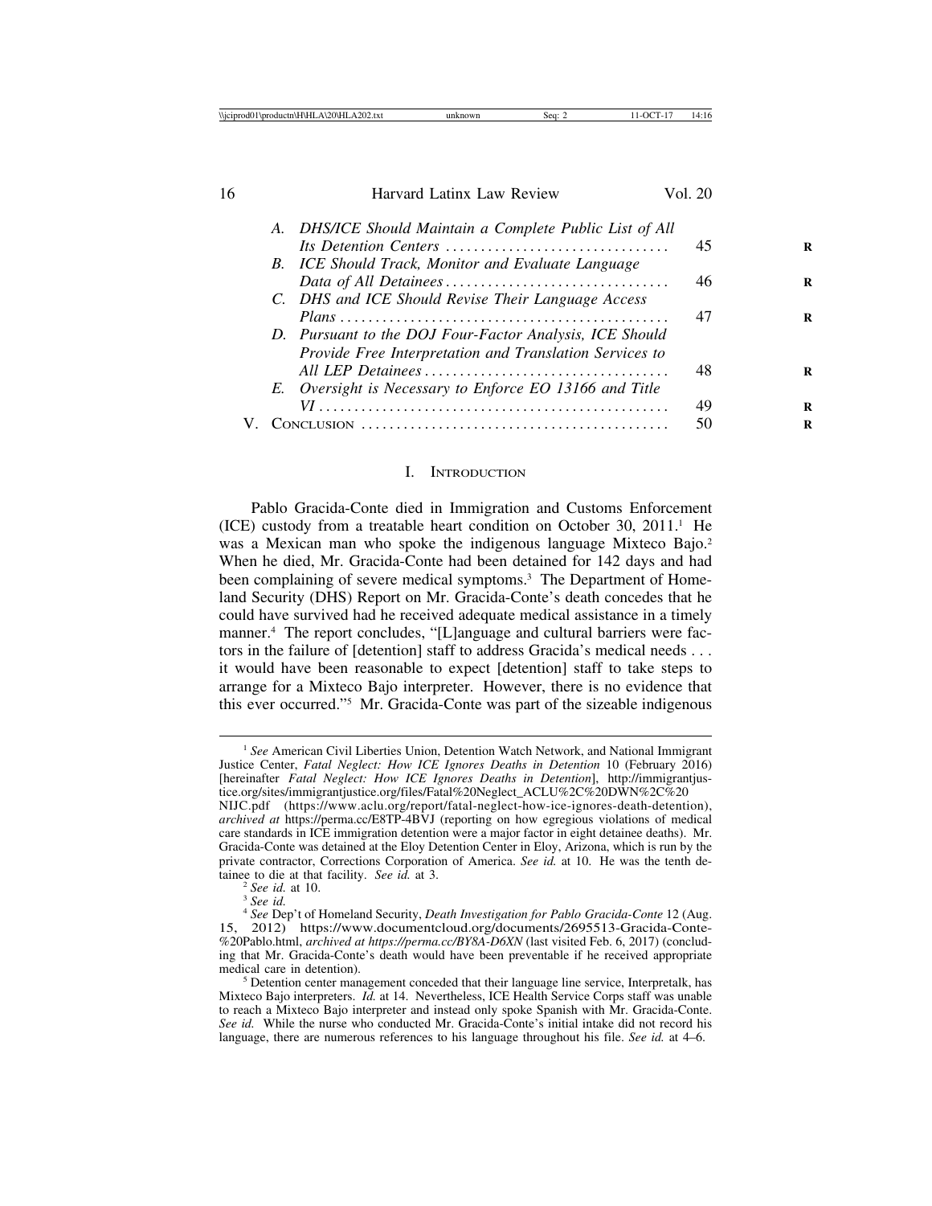A. *DHS/ICE Should Maintain a Complete Public List of All Its Detention Centers* ..... 45

B. *ICE Should Track, Monitor and Evaluate Language Data of All Detainees* ..... 46

C. *DHS and ICE Should Revise Their Language Access Plans* ..... 47

D. *Pursuant to the DOJ Four-Factor Analysis, ICE Should Provide Free Interpretation and Translation Services to All LEP Detainees* ..... 48

E. *Oversight is Necessary to Enforce EO 13166 and Title VI* ..... 49

V. Conclusion ..... 50

## I. Introduction

Pablo Gracida-Conte died in Immigration and Customs Enforcement (ICE) custody from a treatable heart condition on October 30, 2011.[1] He was a Mexican man who spoke the indigenous language Mixteco Bajo.[2] When he died, Mr. Gracida-Conte had been detained for 142 days and had been complaining of severe medical symptoms.[3] The Department of Homeland Security (DHS) Report on Mr. Gracida-Conte's death concedes that he could have survived had he received adequate medical assistance in a timely manner.[4] The report concludes, "[L]anguage and cultural barriers were factors in the failure of [detention] staff to address Gracida's medical needs . . . it would have been reasonable to expect [detention] staff to take steps to arrange for a Mixteco Bajo interpreter. However, there is no evidence that this ever occurred."[5] Mr. Gracida-Conte was part of the sizeable indigenous

[1] *See* American Civil Liberties Union, Detention Watch Network, and National Immigrant Justice Center, *Fatal Neglect: How ICE Ignores Deaths in Detention* 10 (February 2016) [hereinafter *Fatal Neglect: How ICE Ignores Deaths in Detention*], http://immigrantjustice.org/sites/immigrantjustice.org/files/Fatal%20Neglect_ACLU%2C%20DWN%2C%20NIJC.pdf (https://www.aclu.org/report/fatal-neglect-how-ice-ignores-death-detention), *archived at* https://perma.cc/E8TP-4BVJ (reporting on how egregious violations of medical care standards in ICE immigration detention were a major factor in eight detainee deaths). Mr. Gracida-Conte was detained at the Eloy Detention Center in Eloy, Arizona, which is run by the private contractor, Corrections Corporation of America. *See id.* at 10. He was the tenth detainee to die at that facility. *See id.* at 3.

[2] *See id.* at 10.

[3] *See id.*

[4] *See* Dep't of Homeland Security, *Death Investigation for Pablo Gracida-Conte* 12 (Aug. 15, 2012) https://www.documentcloud.org/documents/2695513-Gracida-Conte-%20Pablo.html, *archived at https://perma.cc/BY8A-D6XN* (last visited Feb. 6, 2017) (concluding that Mr. Gracida-Conte's death would have been preventable if he received appropriate medical care in detention).

[5] Detention center management conceded that their language line service, Interpretalk, has Mixteco Bajo interpreters. *Id.* at 14. Nevertheless, ICE Health Service Corps staff was unable to reach a Mixteco Bajo interpreter and instead only spoke Spanish with Mr. Gracida-Conte. *See id.* While the nurse who conducted Mr. Gracida-Conte's initial intake did not record his language, there are numerous references to his language throughout his file. *See id.* at 4–6.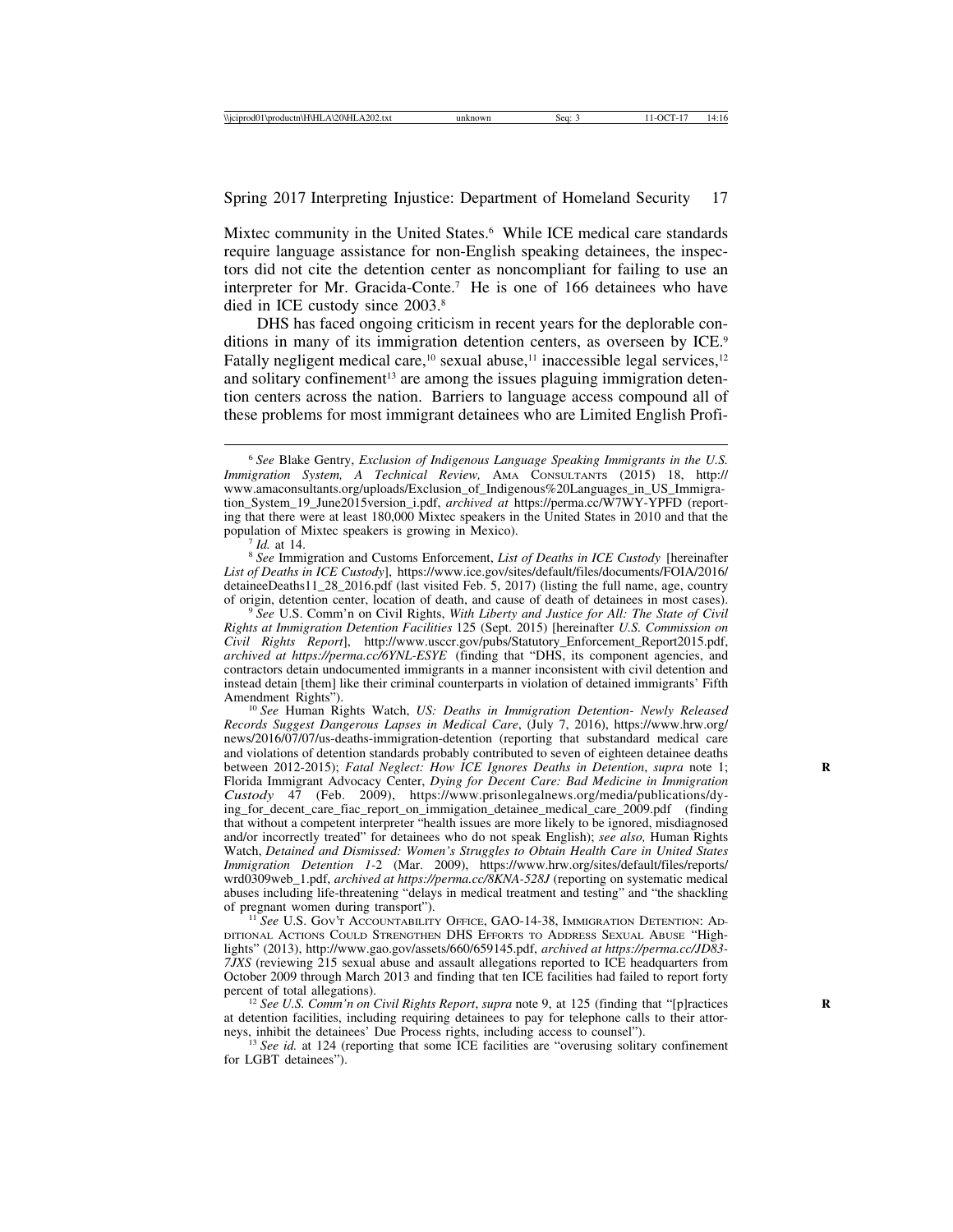Mixtec community in the United States.[6] While ICE medical care standards require language assistance for non-English speaking detainees, the inspectors did not cite the detention center as noncompliant for failing to use an interpreter for Mr. Gracida-Conte.[7] He is one of 166 detainees who have died in ICE custody since 2003.[8]

DHS has faced ongoing criticism in recent years for the deplorable conditions in many of its immigration detention centers, as overseen by ICE.[9] Fatally negligent medical care,[10] sexual abuse,[11] inaccessible legal services,[12] and solitary confinement[13] are among the issues plaguing immigration detention centers across the nation. Barriers to language access compound all of these problems for most immigrant detainees who are Limited English Profi-

---

[6] *See* Blake Gentry, *Exclusion of Indigenous Language Speaking Immigrants in the U.S. Immigration System, A Technical Review,* AMA CONSULTANTS (2015) 18, http://www.amaconsultants.org/uploads/Exclusion_of_Indigenous%20Languages_in_US_Immigration_System_19_June2015version_i.pdf, *archived at* https://perma.cc/W7WY-YPFD (reporting that there were at least 180,000 Mixtec speakers in the United States in 2010 and that the population of Mixtec speakers is growing in Mexico).

[7] *Id.* at 14.

[8] *See* Immigration and Customs Enforcement, *List of Deaths in ICE Custody* [hereinafter *List of Deaths in ICE Custody*], https://www.ice.gov/sites/default/files/documents/FOIA/2016/detaineeDeaths11_28_2016.pdf (last visited Feb. 5, 2017) (listing the full name, age, country of origin, detention center, location of death, and cause of death of detainees in most cases).

[9] *See* U.S. Comm'n on Civil Rights, *With Liberty and Justice for All: The State of Civil Rights at Immigration Detention Facilities* 125 (Sept. 2015) [hereinafter *U.S. Commission on Civil Rights Report*], http://www.usccr.gov/pubs/Statutory_Enforcement_Report2015.pdf, *archived at https://perma.cc/6YNL-ESYE* (finding that "DHS, its component agencies, and contractors detain undocumented immigrants in a manner inconsistent with civil detention and instead detain [them] like their criminal counterparts in violation of detained immigrants' Fifth Amendment Rights").

[10] *See* Human Rights Watch, *US: Deaths in Immigration Detention- Newly Released Records Suggest Dangerous Lapses in Medical Care*, (July 7, 2016), https://www.hrw.org/news/2016/07/07/us-deaths-immigration-detention (reporting that substandard medical care and violations of detention standards probably contributed to seven of eighteen detainee deaths between 2012-2015); *Fatal Neglect: How ICE Ignores Deaths in Detention*, *supra* note 1; Florida Immigrant Advocacy Center, *Dying for Decent Care: Bad Medicine in Immigration Custody* 47 (Feb. 2009), https://www.prisonlegalnews.org/media/publications/dying_for_decent_care_fiac_report_on_immigation_detainee_medical_care_2009.pdf (finding that without a competent interpreter "health issues are more likely to be ignored, misdiagnosed and/or incorrectly treated" for detainees who do not speak English); *see also,* Human Rights Watch, *Detained and Dismissed: Women's Struggles to Obtain Health Care in United States Immigration Detention 1*-2 (Mar. 2009), https://www.hrw.org/sites/default/files/reports/wrd0309web_1.pdf, *archived at https://perma.cc/8KNA-528J* (reporting on systematic medical abuses including life-threatening "delays in medical treatment and testing" and "the shackling of pregnant women during transport").

[11] *See* U.S. GOV'T ACCOUNTABILITY OFFICE, GAO-14-38, IMMIGRATION DETENTION: ADDITIONAL ACTIONS COULD STRENGTHEN DHS EFFORTS TO ADDRESS SEXUAL ABUSE "Highlights" (2013), http://www.gao.gov/assets/660/659145.pdf, *archived at https://perma.cc/JD83-7JXS* (reviewing 215 sexual abuse and assault allegations reported to ICE headquarters from October 2009 through March 2013 and finding that ten ICE facilities had failed to report forty percent of total allegations).

[12] *See U.S. Comm'n on Civil Rights Report*, *supra* note 9, at 125 (finding that "[p]ractices at detention facilities, including requiring detainees to pay for telephone calls to their attorneys, inhibit the detainees' Due Process rights, including access to counsel").

[13] *See id.* at 124 (reporting that some ICE facilities are "overusing solitary confinement for LGBT detainees").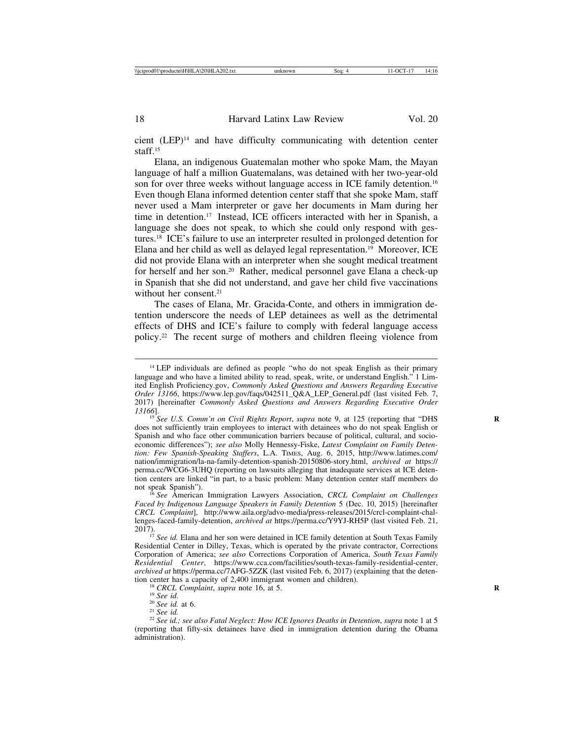cient (LEP)[14] and have difficulty communicating with detention center staff.[15]

Elana, an indigenous Guatemalan mother who spoke Mam, the Mayan language of half a million Guatemalans, was detained with her two-year-old son for over three weeks without language access in ICE family detention.[16] Even though Elana informed detention center staff that she spoke Mam, staff never used a Mam interpreter or gave her documents in Mam during her time in detention.[17] Instead, ICE officers interacted with her in Spanish, a language she does not speak, to which she could only respond with gestures.[18] ICE's failure to use an interpreter resulted in prolonged detention for Elana and her child as well as delayed legal representation.[19] Moreover, ICE did not provide Elana with an interpreter when she sought medical treatment for herself and her son.[20] Rather, medical personnel gave Elana a check-up in Spanish that she did not understand, and gave her child five vaccinations without her consent.[21]

The cases of Elana, Mr. Gracida-Conte, and others in immigration detention underscore the needs of LEP detainees as well as the detrimental effects of DHS and ICE's failure to comply with federal language access policy.[22] The recent surge of mothers and children fleeing violence from

---

[14] LEP individuals are defined as people "who do not speak English as their primary language and who have a limited ability to read, speak, write, or understand English." 1 Limited English Proficiency.gov, *Commonly Asked Questions and Answers Regarding Executive Order 13166*, https://www.lep.gov/faqs/042511_Q&A_LEP_General.pdf (last visited Feb. 7, 2017) [hereinafter *Commonly Asked Questions and Answers Regarding Executive Order 13166*].

[15] *See U.S. Comm'n on Civil Rights Report*, *supra* note 9, at 125 (reporting that "DHS does not sufficiently train employees to interact with detainees who do not speak English or Spanish and who face other communication barriers because of political, cultural, and socio-economic differences"); *see also* Molly Hennessy-Fiske, *Latest Complaint on Family Detention: Few Spanish-Speaking Staffers*, L.A. TIMES, Aug. 6, 2015, http://www.latimes.com/nation/immigration/la-na-family-detention-spanish-20150806-story.html, *archived at* https://perma.cc/WCG6-3UHQ (reporting on lawsuits alleging that inadequate services at ICE detention centers are linked "in part, to a basic problem: Many detention center staff members do not speak Spanish").

[16] *See* American Immigration Lawyers Association, *CRCL Complaint on Challenges Faced by Indigenous Language Speakers in Family Detention* 5 (Dec. 10, 2015) [hereinafter *CRCL Complaint*], http://www.aila.org/advo-media/press-releases/2015/crcl-complaint-challenges-faced-family-detention, *archived at* https://perma.cc/Y9YJ-RH5P (last visited Feb. 21, 2017).

[17] *See id.* Elana and her son were detained in ICE family detention at South Texas Family Residential Center in Dilley, Texas, which is operated by the private contractor, Corrections Corporation of America; *see also* Corrections Corporation of America, *South Texas Family Residential Center*, https://www.cca.com/facilities/south-texas-family-residential-center, *archived at* https://perma.cc/7AFG-5ZZK (last visited Feb. 6, 2017) (explaining that the detention center has a capacity of 2,400 immigrant women and children).

[18] *CRCL Complaint*, *supra* note 16, at 5.

[19] *See id.*

[20] *See id.* at 6.

[21] *See id.*

[22] *See id.; see also Fatal Neglect: How ICE Ignores Deaths in Detention*, *supra* note 1 at 5 (reporting that fifty-six detainees have died in immigration detention during the Obama administration).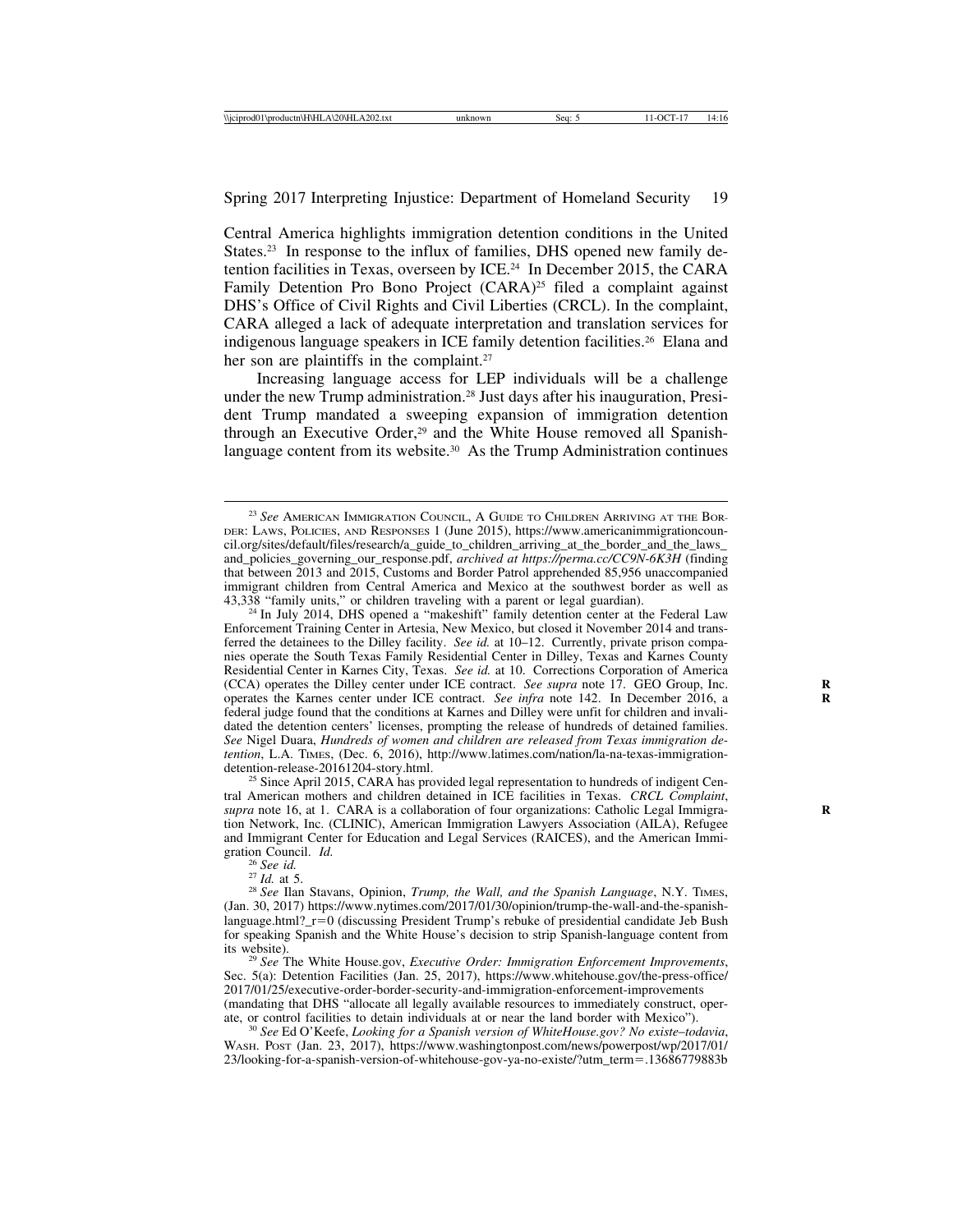Central America highlights immigration detention conditions in the United States.[23] In response to the influx of families, DHS opened new family detention facilities in Texas, overseen by ICE.[24] In December 2015, the CARA Family Detention Pro Bono Project (CARA)[25] filed a complaint against DHS's Office of Civil Rights and Civil Liberties (CRCL). In the complaint, CARA alleged a lack of adequate interpretation and translation services for indigenous language speakers in ICE family detention facilities.[26] Elana and her son are plaintiffs in the complaint.[27]

Increasing language access for LEP individuals will be a challenge under the new Trump administration.[28] Just days after his inauguration, President Trump mandated a sweeping expansion of immigration detention through an Executive Order,[29] and the White House removed all Spanish-language content from its website.[30] As the Trump Administration continues

---

[23] *See* American Immigration Council, A Guide to Children Arriving at the Border: Laws, Policies, and Responses 1 (June 2015), https://www.americanimmigrationcouncil.org/sites/default/files/research/a_guide_to_children_arriving_at_the_border_and_the_laws_and_policies_governing_our_response.pdf, *archived at https://perma.cc/CC9N-6K3H* (finding that between 2013 and 2015, Customs and Border Patrol apprehended 85,956 unaccompanied immigrant children from Central America and Mexico at the southwest border as well as 43,338 "family units," or children traveling with a parent or legal guardian).

[24] In July 2014, DHS opened a "makeshift" family detention center at the Federal Law Enforcement Training Center in Artesia, New Mexico, but closed it November 2014 and transferred the detainees to the Dilley facility. *See id.* at 10–12. Currently, private prison companies operate the South Texas Family Residential Center in Dilley, Texas and Karnes County Residential Center in Karnes City, Texas. *See id.* at 10. Corrections Corporation of America (CCA) operates the Dilley center under ICE contract. *See supra* note 17. GEO Group, Inc. operates the Karnes center under ICE contract. *See infra* note 142. In December 2016, a federal judge found that the conditions at Karnes and Dilley were unfit for children and invalidated the detention centers' licenses, prompting the release of hundreds of detained families. *See* Nigel Duara, *Hundreds of women and children are released from Texas immigration detention*, L.A. Times, (Dec. 6, 2016), http://www.latimes.com/nation/la-na-texas-immigration-detention-release-20161204-story.html.

[25] Since April 2015, CARA has provided legal representation to hundreds of indigent Central American mothers and children detained in ICE facilities in Texas. *CRCL Complaint*, *supra* note 16, at 1. CARA is a collaboration of four organizations: Catholic Legal Immigration Network, Inc. (CLINIC), American Immigration Lawyers Association (AILA), Refugee and Immigrant Center for Education and Legal Services (RAICES), and the American Immigration Council. *Id.*

[26] *See id.*

[27] *Id.* at 5.

[28] *See* Ilan Stavans, Opinion, *Trump, the Wall, and the Spanish Language*, N.Y. Times, (Jan. 30, 2017) https://www.nytimes.com/2017/01/30/opinion/trump-the-wall-and-the-spanish-language.html?_r=0 (discussing President Trump's rebuke of presidential candidate Jeb Bush for speaking Spanish and the White House's decision to strip Spanish-language content from its website).

[29] *See* The White House.gov, *Executive Order: Immigration Enforcement Improvements*, Sec. 5(a): Detention Facilities (Jan. 25, 2017), https://www.whitehouse.gov/the-press-office/2017/01/25/executive-order-border-security-and-immigration-enforcement-improvements (mandating that DHS "allocate all legally available resources to immediately construct, operate, or control facilities to detain individuals at or near the land border with Mexico").

[30] *See* Ed O'Keefe, *Looking for a Spanish version of WhiteHouse.gov? No existe–todavia*, Wash. Post (Jan. 23, 2017), https://www.washingtonpost.com/news/powerpost/wp/2017/01/23/looking-for-a-spanish-version-of-whitehouse-gov-ya-no-existe/?utm_term=.13686779883b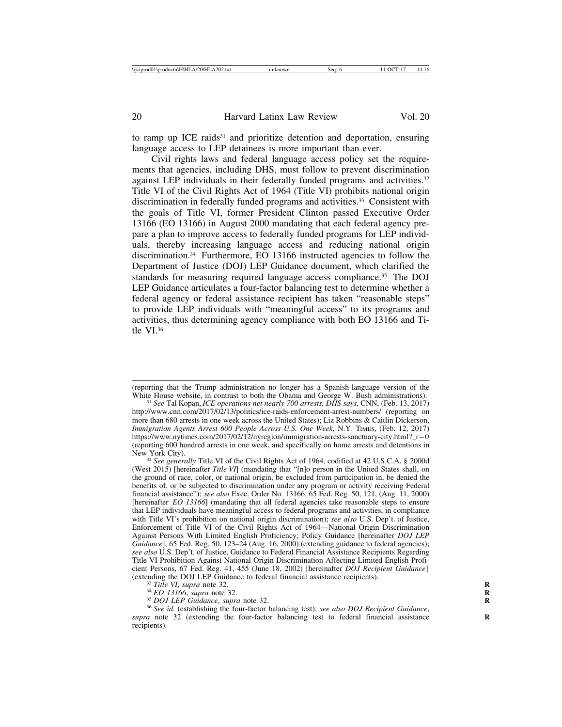to ramp up ICE raids[31] and prioritize detention and deportation, ensuring language access to LEP detainees is more important than ever.

Civil rights laws and federal language access policy set the requirements that agencies, including DHS, must follow to prevent discrimination against LEP individuals in their federally funded programs and activities.[32] Title VI of the Civil Rights Act of 1964 (Title VI) prohibits national origin discrimination in federally funded programs and activities.[33] Consistent with the goals of Title VI, former President Clinton passed Executive Order 13166 (EO 13166) in August 2000 mandating that each federal agency prepare a plan to improve access to federally funded programs for LEP individuals, thereby increasing language access and reducing national origin discrimination.[34] Furthermore, EO 13166 instructed agencies to follow the Department of Justice (DOJ) LEP Guidance document, which clarified the standards for measuring required language access compliance.[35] The DOJ LEP Guidance articulates a four-factor balancing test to determine whether a federal agency or federal assistance recipient has taken "reasonable steps" to provide LEP individuals with "meaningful access" to its programs and activities, thus determining agency compliance with both EO 13166 and Title VI.[36]

---

(reporting that the Trump administration no longer has a Spanish-language version of the White House website, in contrast to both the Obama and George W. Bush administrations).

[31] *See* Tal Kopan, *ICE operations net nearly 700 arrests, DHS says*, CNN, (Feb. 13, 2017) http://www.cnn.com/2017/02/13/politics/ice-raids-enforcement-arrest-numbers/ (reporting on more than 680 arrests in one week across the United States); Liz Robbins & Caitlin Dickerson, *Immigration Agents Arrest 600 People Across U.S. One Week*, N.Y. Times, (Feb. 12, 2017) https://www.nytimes.com/2017/02/12/nyregion/immigration-arrests-sanctuary-city.html?_r=0 (reporting 600 hundred arrests in one week, and specifically on home arrests and detentions in New York City).

[32] *See generally* Title VI of the Civil Rights Act of 1964, codified at 42 U.S.C.A. § 2000d (West 2015) [hereinafter *Title VI*] (mandating that "[n]o person in the United States shall, on the ground of race, color, or national origin, be excluded from participation in, be denied the benefits of, or be subjected to discrimination under any program or activity receiving Federal financial assistance"); *see also* Exec. Order No. 13166, 65 Fed. Reg. 50, 121, (Aug. 11, 2000) [hereinafter *EO 13166*] (mandating that all federal agencies take reasonable steps to ensure that LEP individuals have meaningful access to federal programs and activities, in compliance with Title VI's prohibition on national origin discrimination); *see also* U.S. Dep't. of Justice, Enforcement of Title VI of the Civil Rights Act of 1964—National Origin Discrimination Against Persons With Limited English Proficiency; Policy Guidance [hereinafter *DOJ LEP Guidance*], 65 Fed. Reg. 50, 123–24 (Aug. 16, 2000) (extending guidance to federal agencies); *see also* U.S. Dep't. of Justice, Guidance to Federal Financial Assistance Recipients Regarding Title VI Prohibition Against National Origin Discrimination Affecting Limited English Proficient Persons, 67 Fed. Reg. 41, 455 (June 18, 2002) [hereinafter *DOJ Recipient Guidance*] (extending the DOJ LEP Guidance to federal financial assistance recipients).

[33] *Title VI*, *supra* note 32.

[34] *EO 13166*, *supra* note 32.

[35] *DOJ LEP Guidance*, *supra* note 32.

[36] *See id.* (establishing the four-factor balancing test); *see also DOJ Recipient Guidance*, *supra* note 32 (extending the four-factor balancing test to federal financial assistance recipients).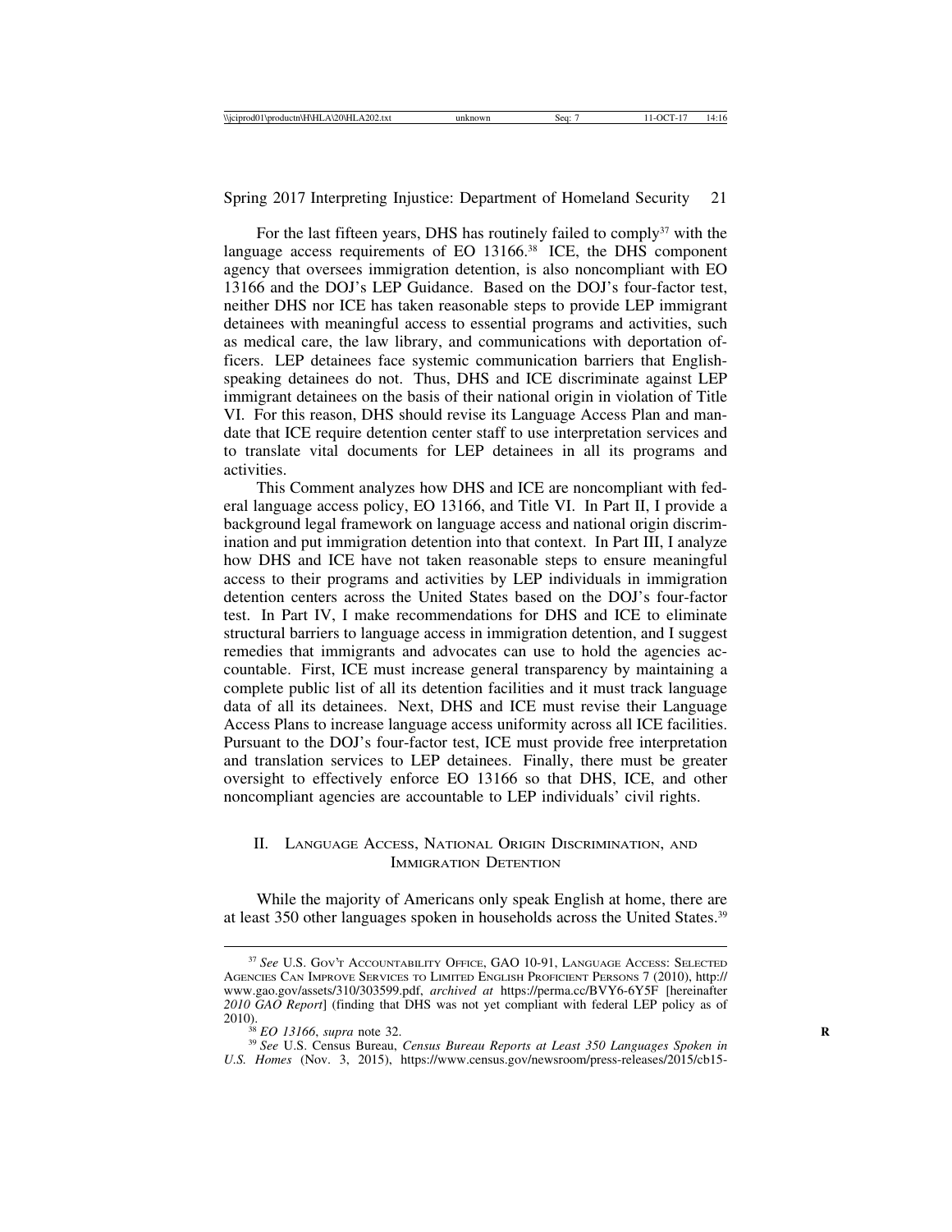For the last fifteen years, DHS has routinely failed to comply[37] with the language access requirements of EO 13166.[38] ICE, the DHS component agency that oversees immigration detention, is also noncompliant with EO 13166 and the DOJ's LEP Guidance. Based on the DOJ's four-factor test, neither DHS nor ICE has taken reasonable steps to provide LEP immigrant detainees with meaningful access to essential programs and activities, such as medical care, the law library, and communications with deportation officers. LEP detainees face systemic communication barriers that English-speaking detainees do not. Thus, DHS and ICE discriminate against LEP immigrant detainees on the basis of their national origin in violation of Title VI. For this reason, DHS should revise its Language Access Plan and mandate that ICE require detention center staff to use interpretation services and to translate vital documents for LEP detainees in all its programs and activities.

This Comment analyzes how DHS and ICE are noncompliant with federal language access policy, EO 13166, and Title VI. In Part II, I provide a background legal framework on language access and national origin discrimination and put immigration detention into that context. In Part III, I analyze how DHS and ICE have not taken reasonable steps to ensure meaningful access to their programs and activities by LEP individuals in immigration detention centers across the United States based on the DOJ's four-factor test. In Part IV, I make recommendations for DHS and ICE to eliminate structural barriers to language access in immigration detention, and I suggest remedies that immigrants and advocates can use to hold the agencies accountable. First, ICE must increase general transparency by maintaining a complete public list of all its detention facilities and it must track language data of all its detainees. Next, DHS and ICE must revise their Language Access Plans to increase language access uniformity across all ICE facilities. Pursuant to the DOJ's four-factor test, ICE must provide free interpretation and translation services to LEP detainees. Finally, there must be greater oversight to effectively enforce EO 13166 so that DHS, ICE, and other noncompliant agencies are accountable to LEP individuals' civil rights.

## II. Language Access, National Origin Discrimination, and Immigration Detention

While the majority of Americans only speak English at home, there are at least 350 other languages spoken in households across the United States.[39]

---

[37] *See* U.S. Gov't Accountability Office, GAO 10-91, Language Access: Selected Agencies Can Improve Services to Limited English Proficient Persons 7 (2010), http://www.gao.gov/assets/310/303599.pdf, *archived at* https://perma.cc/BVY6-6Y5F [hereinafter *2010 GAO Report*] (finding that DHS was not yet compliant with federal LEP policy as of 2010).

[38] *EO 13166*, *supra* note 32.

[39] *See* U.S. Census Bureau, *Census Bureau Reports at Least 350 Languages Spoken in U.S. Homes* (Nov. 3, 2015), https://www.census.gov/newsroom/press-releases/2015/cb15-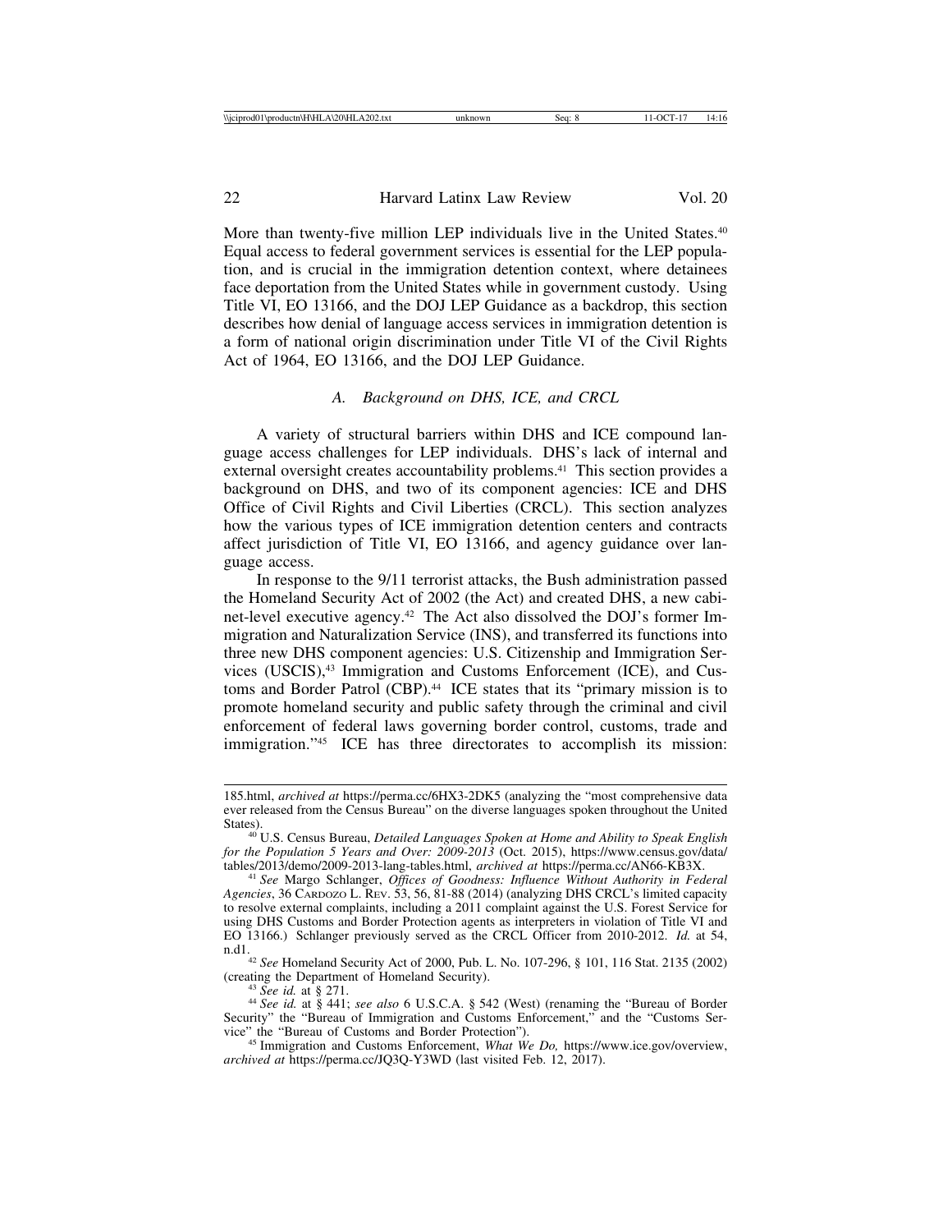More than twenty-five million LEP individuals live in the United States.[40] Equal access to federal government services is essential for the LEP population, and is crucial in the immigration detention context, where detainees face deportation from the United States while in government custody. Using Title VI, EO 13166, and the DOJ LEP Guidance as a backdrop, this section describes how denial of language access services in immigration detention is a form of national origin discrimination under Title VI of the Civil Rights Act of 1964, EO 13166, and the DOJ LEP Guidance.

### A. Background on DHS, ICE, and CRCL

A variety of structural barriers within DHS and ICE compound language access challenges for LEP individuals. DHS's lack of internal and external oversight creates accountability problems.[41] This section provides a background on DHS, and two of its component agencies: ICE and DHS Office of Civil Rights and Civil Liberties (CRCL). This section analyzes how the various types of ICE immigration detention centers and contracts affect jurisdiction of Title VI, EO 13166, and agency guidance over language access.

In response to the 9/11 terrorist attacks, the Bush administration passed the Homeland Security Act of 2002 (the Act) and created DHS, a new cabinet-level executive agency.[42] The Act also dissolved the DOJ's former Immigration and Naturalization Service (INS), and transferred its functions into three new DHS component agencies: U.S. Citizenship and Immigration Services (USCIS),[43] Immigration and Customs Enforcement (ICE), and Customs and Border Patrol (CBP).[44] ICE states that its "primary mission is to promote homeland security and public safety through the criminal and civil enforcement of federal laws governing border control, customs, trade and immigration."[45] ICE has three directorates to accomplish its mission:

---

185.html, *archived at* https://perma.cc/6HX3-2DK5 (analyzing the "most comprehensive data ever released from the Census Bureau" on the diverse languages spoken throughout the United States).

[40] U.S. Census Bureau, *Detailed Languages Spoken at Home and Ability to Speak English for the Population 5 Years and Over: 2009-2013* (Oct. 2015), https://www.census.gov/data/tables/2013/demo/2009-2013-lang-tables.html, *archived at* https://perma.cc/AN66-KB3X.

[41] *See* Margo Schlanger, *Offices of Goodness: Influence Without Authority in Federal Agencies*, 36 CARDOZO L. REV. 53, 56, 81-88 (2014) (analyzing DHS CRCL's limited capacity to resolve external complaints, including a 2011 complaint against the U.S. Forest Service for using DHS Customs and Border Protection agents as interpreters in violation of Title VI and EO 13166.) Schlanger previously served as the CRCL Officer from 2010-2012. *Id.* at 54, n.d1.

[42] *See* Homeland Security Act of 2000, Pub. L. No. 107-296, § 101, 116 Stat. 2135 (2002) (creating the Department of Homeland Security).

[43] *See id.* at § 271.

[44] *See id.* at § 441; *see also* 6 U.S.C.A. § 542 (West) (renaming the "Bureau of Border Security" the "Bureau of Immigration and Customs Enforcement," and the "Customs Service" the "Bureau of Customs and Border Protection").

[45] Immigration and Customs Enforcement, *What We Do,* https://www.ice.gov/overview, *archived at* https://perma.cc/JQ3Q-Y3WD (last visited Feb. 12, 2017).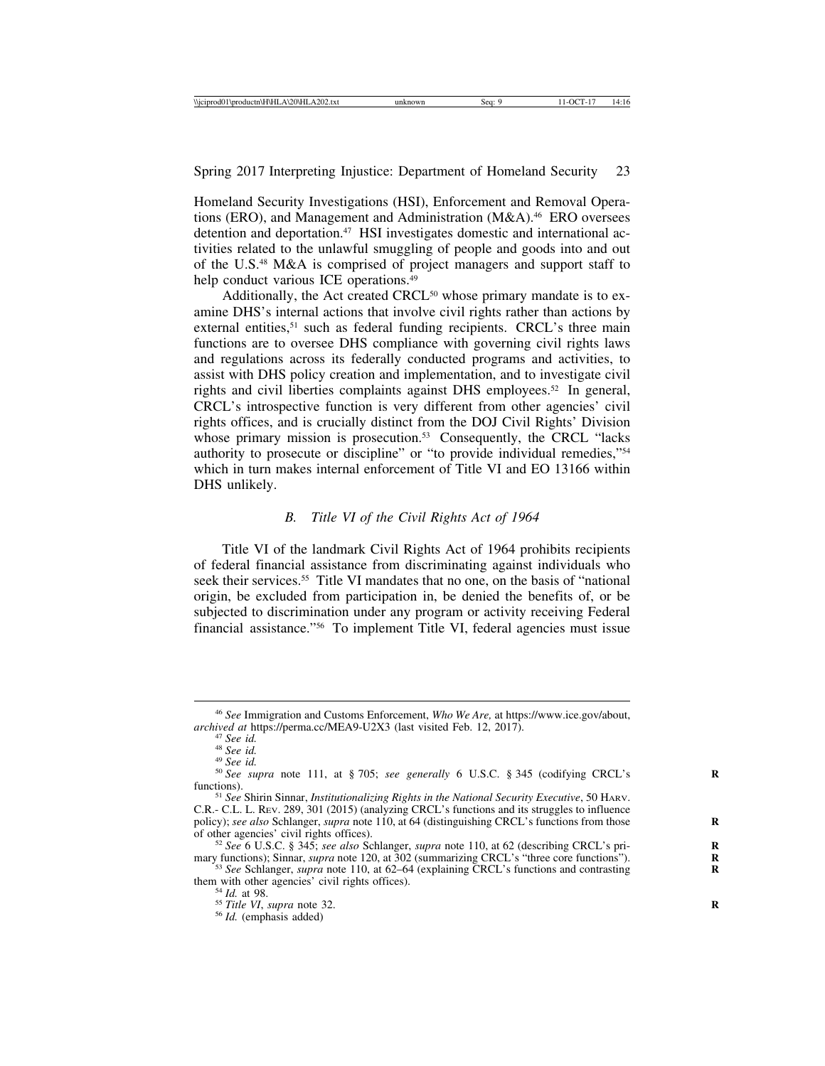Homeland Security Investigations (HSI), Enforcement and Removal Operations (ERO), and Management and Administration (M&A).[46] ERO oversees detention and deportation.[47] HSI investigates domestic and international activities related to the unlawful smuggling of people and goods into and out of the U.S.[48] M&A is comprised of project managers and support staff to help conduct various ICE operations.[49]

Additionally, the Act created CRCL[50] whose primary mandate is to examine DHS's internal actions that involve civil rights rather than actions by external entities,[51] such as federal funding recipients. CRCL's three main functions are to oversee DHS compliance with governing civil rights laws and regulations across its federally conducted programs and activities, to assist with DHS policy creation and implementation, and to investigate civil rights and civil liberties complaints against DHS employees.[52] In general, CRCL's introspective function is very different from other agencies' civil rights offices, and is crucially distinct from the DOJ Civil Rights' Division whose primary mission is prosecution.[53] Consequently, the CRCL "lacks authority to prosecute or discipline" or "to provide individual remedies,"[54] which in turn makes internal enforcement of Title VI and EO 13166 within DHS unlikely.

### *B. Title VI of the Civil Rights Act of 1964*

Title VI of the landmark Civil Rights Act of 1964 prohibits recipients of federal financial assistance from discriminating against individuals who seek their services.[55] Title VI mandates that no one, on the basis of "national origin, be excluded from participation in, be denied the benefits of, or be subjected to discrimination under any program or activity receiving Federal financial assistance."[56] To implement Title VI, federal agencies must issue

---

[46] *See* Immigration and Customs Enforcement, *Who We Are,* at https://www.ice.gov/about, *archived at* https://perma.cc/MEA9-U2X3 (last visited Feb. 12, 2017).

[47] *See id.*

[48] *See id.*

[49] *See id.*

[50] *See supra* note 111, at § 705; *see generally* 6 U.S.C. § 345 (codifying CRCL's functions).

[51] *See* Shirin Sinnar, *Institutionalizing Rights in the National Security Executive*, 50 HARV. C.R.- C.L. L. REV. 289, 301 (2015) (analyzing CRCL's functions and its struggles to influence policy); *see also* Schlanger, *supra* note 110, at 64 (distinguishing CRCL's functions from those of other agencies' civil rights offices).

[52] *See* 6 U.S.C. § 345; *see also* Schlanger, *supra* note 110, at 62 (describing CRCL's primary functions); Sinnar, *supra* note 120, at 302 (summarizing CRCL's "three core functions").

[53] *See* Schlanger, *supra* note 110, at 62–64 (explaining CRCL's functions and contrasting them with other agencies' civil rights offices).

[54] *Id.* at 98.

[55] *Title VI*, *supra* note 32.

[56] *Id.* (emphasis added)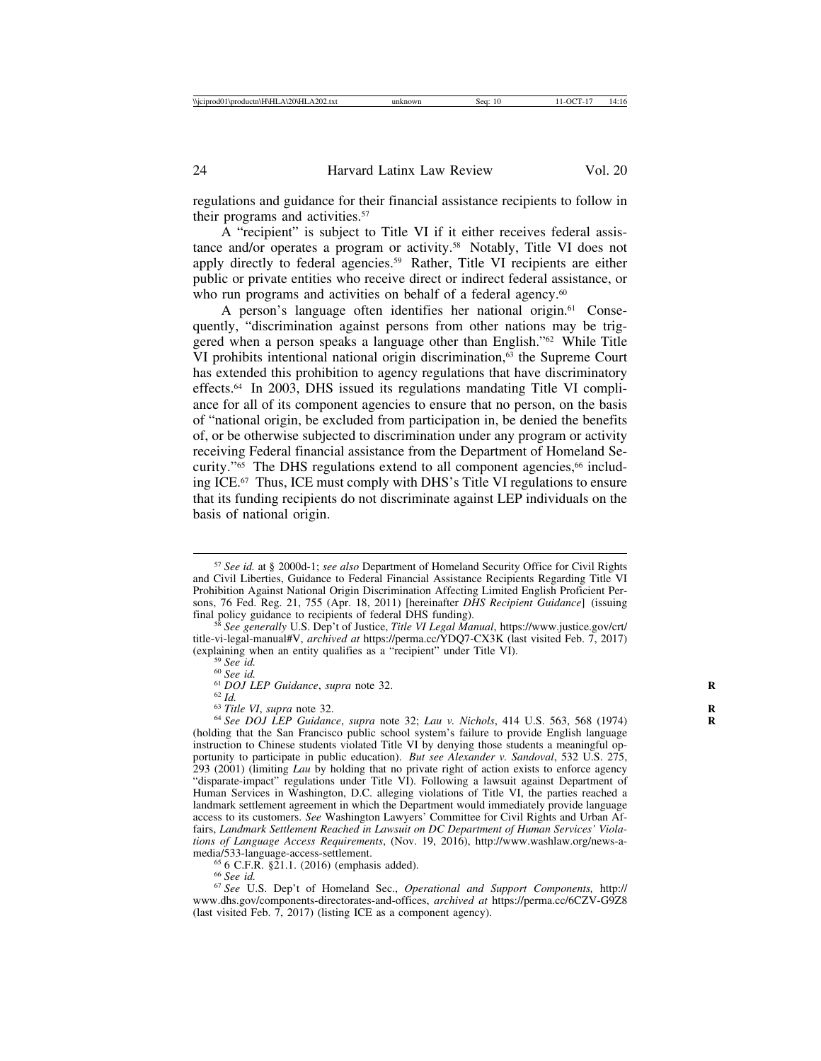regulations and guidance for their financial assistance recipients to follow in their programs and activities.[57]

A "recipient" is subject to Title VI if it either receives federal assistance and/or operates a program or activity.[58] Notably, Title VI does not apply directly to federal agencies.[59] Rather, Title VI recipients are either public or private entities who receive direct or indirect federal assistance, or who run programs and activities on behalf of a federal agency.[60]

A person's language often identifies her national origin.[61] Consequently, "discrimination against persons from other nations may be triggered when a person speaks a language other than English."[62] While Title VI prohibits intentional national origin discrimination,[63] the Supreme Court has extended this prohibition to agency regulations that have discriminatory effects.[64] In 2003, DHS issued its regulations mandating Title VI compliance for all of its component agencies to ensure that no person, on the basis of "national origin, be excluded from participation in, be denied the benefits of, or be otherwise subjected to discrimination under any program or activity receiving Federal financial assistance from the Department of Homeland Security."[65] The DHS regulations extend to all component agencies,[66] including ICE.[67] Thus, ICE must comply with DHS's Title VI regulations to ensure that its funding recipients do not discriminate against LEP individuals on the basis of national origin.

---

[57] *See id.* at § 2000d-1; *see also* Department of Homeland Security Office for Civil Rights and Civil Liberties, Guidance to Federal Financial Assistance Recipients Regarding Title VI Prohibition Against National Origin Discrimination Affecting Limited English Proficient Persons, 76 Fed. Reg. 21, 755 (Apr. 18, 2011) [hereinafter *DHS Recipient Guidance*] (issuing final policy guidance to recipients of federal DHS funding).

[58] *See generally* U.S. Dep't of Justice, *Title VI Legal Manual*, https://www.justice.gov/crt/title-vi-legal-manual#V, *archived at* https://perma.cc/YDQ7-CX3K (last visited Feb. 7, 2017) (explaining when an entity qualifies as a "recipient" under Title VI).

[59] *See id.*

[60] *See id.*

[61] *DOJ LEP Guidance*, *supra* note 32.

[62] *Id.*

[63] *Title VI*, *supra* note 32.

[64] *See DOJ LEP Guidance*, *supra* note 32; *Lau v. Nichols*, 414 U.S. 563, 568 (1974) (holding that the San Francisco public school system's failure to provide English language instruction to Chinese students violated Title VI by denying those students a meaningful opportunity to participate in public education). *But see Alexander v. Sandoval*, 532 U.S. 275, 293 (2001) (limiting *Lau* by holding that no private right of action exists to enforce agency "disparate-impact" regulations under Title VI). Following a lawsuit against Department of Human Services in Washington, D.C. alleging violations of Title VI, the parties reached a landmark settlement agreement in which the Department would immediately provide language access to its customers. *See* Washington Lawyers' Committee for Civil Rights and Urban Affairs, *Landmark Settlement Reached in Lawsuit on DC Department of Human Services' Violations of Language Access Requirements*, (Nov. 19, 2016), http://www.washlaw.org/news-a-media/533-language-access-settlement.

[65] 6 C.F.R. §21.1. (2016) (emphasis added).

[66] *See id.*

[67] *See* U.S. Dep't of Homeland Sec., *Operational and Support Components,* http://www.dhs.gov/components-directorates-and-offices, *archived at* https://perma.cc/6CZV-G9Z8 (last visited Feb. 7, 2017) (listing ICE as a component agency).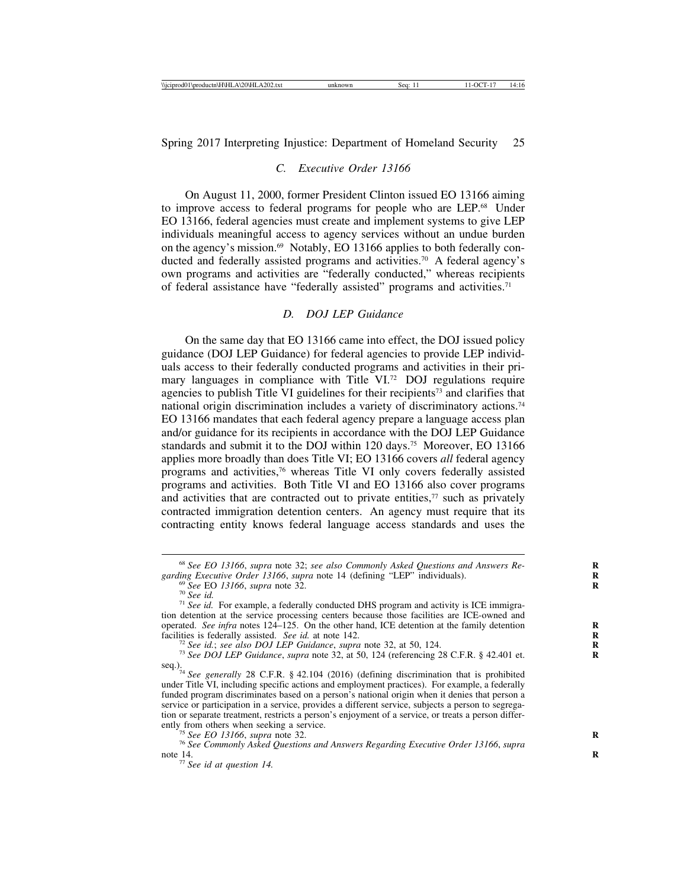### *C. Executive Order 13166*

On August 11, 2000, former President Clinton issued EO 13166 aiming to improve access to federal programs for people who are LEP.[68] Under EO 13166, federal agencies must create and implement systems to give LEP individuals meaningful access to agency services without an undue burden on the agency's mission.[69] Notably, EO 13166 applies to both federally conducted and federally assisted programs and activities.[70] A federal agency's own programs and activities are "federally conducted," whereas recipients of federal assistance have "federally assisted" programs and activities.[71]

### *D. DOJ LEP Guidance*

On the same day that EO 13166 came into effect, the DOJ issued policy guidance (DOJ LEP Guidance) for federal agencies to provide LEP individuals access to their federally conducted programs and activities in their primary languages in compliance with Title VI.[72] DOJ regulations require agencies to publish Title VI guidelines for their recipients[73] and clarifies that national origin discrimination includes a variety of discriminatory actions.[74] EO 13166 mandates that each federal agency prepare a language access plan and/or guidance for its recipients in accordance with the DOJ LEP Guidance standards and submit it to the DOJ within 120 days.[75] Moreover, EO 13166 applies more broadly than does Title VI; EO 13166 covers *all* federal agency programs and activities,[76] whereas Title VI only covers federally assisted programs and activities. Both Title VI and EO 13166 also cover programs and activities that are contracted out to private entities,[77] such as privately contracted immigration detention centers. An agency must require that its contracting entity knows federal language access standards and uses the

---

[68] *See EO 13166*, *supra* note 32; *see also Commonly Asked Questions and Answers Regarding Executive Order 13166*, *supra* note 14 (defining "LEP" individuals).

[69] *See* EO *13166*, *supra* note 32.

[70] *See id.*

[71] *See id.* For example, a federally conducted DHS program and activity is ICE immigration detention at the service processing centers because those facilities are ICE-owned and operated. *See infra* notes 124–125. On the other hand, ICE detention at the family detention facilities is federally assisted. *See id.* at note 142.

[72] *See id.*; *see also DOJ LEP Guidance*, *supra* note 32, at 50, 124.

[73] *See DOJ LEP Guidance*, *supra* note 32, at 50, 124 (referencing 28 C.F.R. § 42.401 et. seq.).

[74] *See generally* 28 C.F.R. § 42.104 (2016) (defining discrimination that is prohibited under Title VI, including specific actions and employment practices). For example, a federally funded program discriminates based on a person's national origin when it denies that person a service or participation in a service, provides a different service, subjects a person to segregation or separate treatment, restricts a person's enjoyment of a service, or treats a person differently from others when seeking a service.

[75] *See EO 13166*, *supra* note 32.

[76] *See Commonly Asked Questions and Answers Regarding Executive Order 13166*, *supra* note 14.

[77] *See id at question 14.*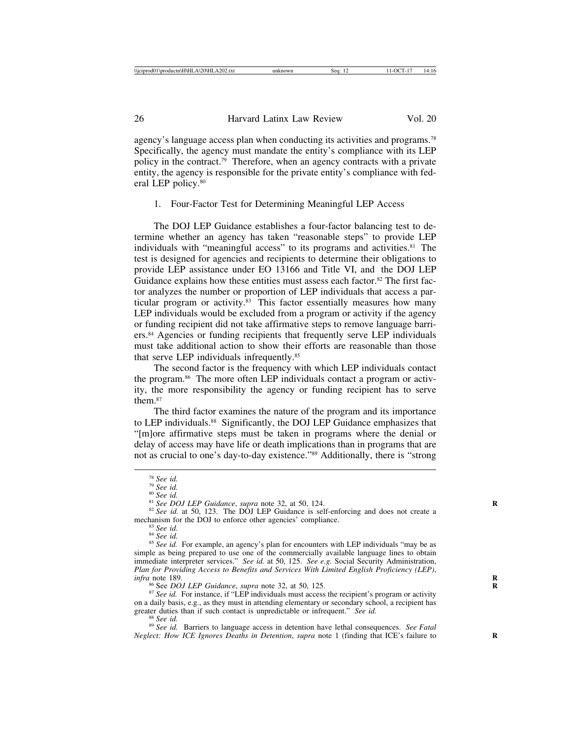agency's language access plan when conducting its activities and programs.[78] Specifically, the agency must mandate the entity's compliance with its LEP policy in the contract.[79] Therefore, when an agency contracts with a private entity, the agency is responsible for the private entity's compliance with federal LEP policy.[80]

### 1. Four-Factor Test for Determining Meaningful LEP Access

The DOJ LEP Guidance establishes a four-factor balancing test to determine whether an agency has taken "reasonable steps" to provide LEP individuals with "meaningful access" to its programs and activities.[81] The test is designed for agencies and recipients to determine their obligations to provide LEP assistance under EO 13166 and Title VI, and the DOJ LEP Guidance explains how these entities must assess each factor.[82] The first factor analyzes the number or proportion of LEP individuals that access a particular program or activity.[83] This factor essentially measures how many LEP individuals would be excluded from a program or activity if the agency or funding recipient did not take affirmative steps to remove language barriers.[84] Agencies or funding recipients that frequently serve LEP individuals must take additional action to show their efforts are reasonable than those that serve LEP individuals infrequently.[85]

The second factor is the frequency with which LEP individuals contact the program.[86] The more often LEP individuals contact a program or activity, the more responsibility the agency or funding recipient has to serve them.[87]

The third factor examines the nature of the program and its importance to LEP individuals.[88] Significantly, the DOJ LEP Guidance emphasizes that "[m]ore affirmative steps must be taken in programs where the denial or delay of access may have life or death implications than in programs that are not as crucial to one's day-to-day existence."[89] Additionally, there is "strong

---

[78] *See id.*

[79] *See id.*

[80] *See id.*

[81] *See DOJ LEP Guidance*, *supra* note 32, at 50, 124.

[82] *See id.* at 50, 123. The DOJ LEP Guidance is self-enforcing and does not create a mechanism for the DOJ to enforce other agencies' compliance.

[83] *See id.*

[84] *See id.*

[85] *See id.* For example, an agency's plan for encounters with LEP individuals "may be as simple as being prepared to use one of the commercially available language lines to obtain immediate interpreter services." *See id.* at 50, 125. *See e.g.* Social Security Administration, *Plan for Providing Access to Benefits and Services With Limited English Proficiency (LEP)*, *infra* note 189.

[86] See *DOJ LEP Guidance*, *supra* note 32, at 50, 125.

[87] *See id.* For instance, if "LEP individuals must access the recipient's program or activity on a daily basis, e.g., as they must in attending elementary or secondary school, a recipient has greater duties than if such contact is unpredictable or infrequent." *See id.*

[88] *See id.*

[89] *See id.* Barriers to language access in detention have lethal consequences. *See Fatal Neglect: How ICE Ignores Deaths in Detention*, *supra* note 1 (finding that ICE's failure to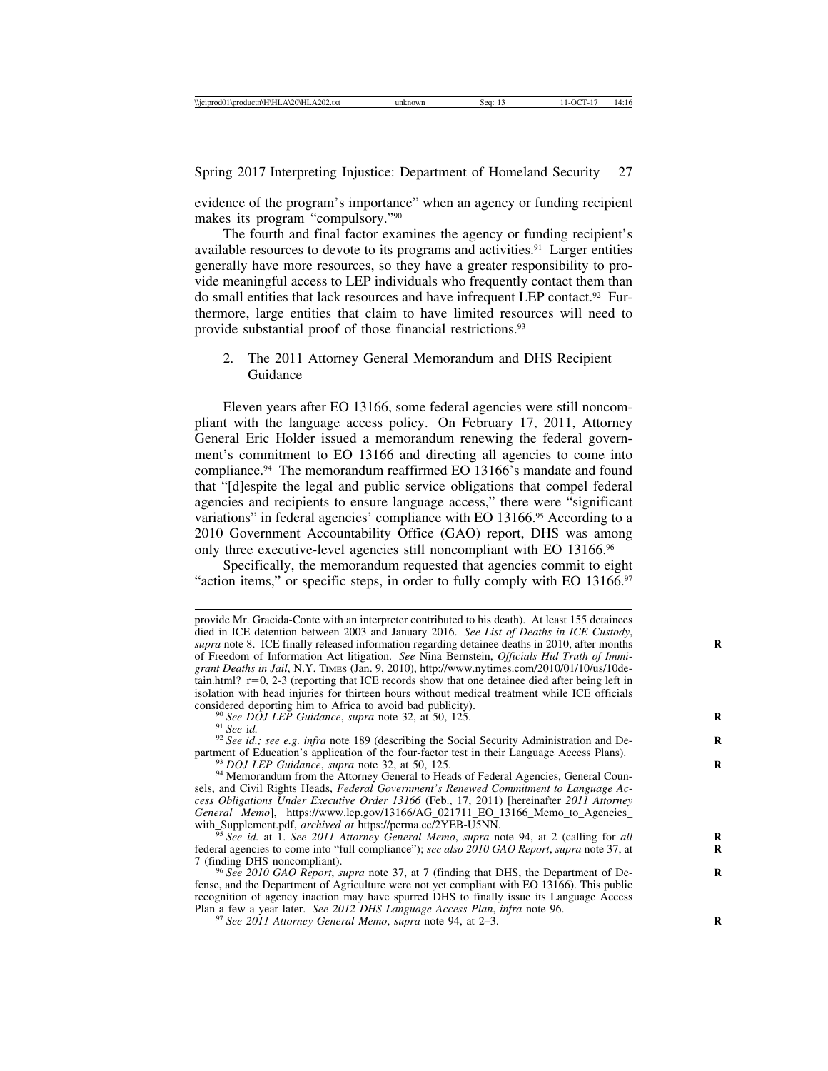evidence of the program's importance" when an agency or funding recipient makes its program "compulsory."[90]

The fourth and final factor examines the agency or funding recipient's available resources to devote to its programs and activities.[91] Larger entities generally have more resources, so they have a greater responsibility to provide meaningful access to LEP individuals who frequently contact them than do small entities that lack resources and have infrequent LEP contact.[92] Furthermore, large entities that claim to have limited resources will need to provide substantial proof of those financial restrictions.[93]

### 2. The 2011 Attorney General Memorandum and DHS Recipient Guidance

Eleven years after EO 13166, some federal agencies were still noncompliant with the language access policy. On February 17, 2011, Attorney General Eric Holder issued a memorandum renewing the federal government's commitment to EO 13166 and directing all agencies to come into compliance.[94] The memorandum reaffirmed EO 13166's mandate and found that "[d]espite the legal and public service obligations that compel federal agencies and recipients to ensure language access," there were "significant variations" in federal agencies' compliance with EO 13166.[95] According to a 2010 Government Accountability Office (GAO) report, DHS was among only three executive-level agencies still noncompliant with EO 13166.[96]

Specifically, the memorandum requested that agencies commit to eight "action items," or specific steps, in order to fully comply with EO 13166.[97]

---

provide Mr. Gracida-Conte with an interpreter contributed to his death). At least 155 detainees died in ICE detention between 2003 and January 2016. *See List of Deaths in ICE Custody*, *supra* note 8. ICE finally released information regarding detainee deaths in 2010, after months of Freedom of Information Act litigation. *See* Nina Bernstein, *Officials Hid Truth of Immigrant Deaths in Jail*, N.Y. TIMES (Jan. 9, 2010), http://www.nytimes.com/2010/01/10/us/10detain.html?_r=0, 2-3 (reporting that ICE records show that one detainee died after being left in isolation with head injuries for thirteen hours without medical treatment while ICE officials considered deporting him to Africa to avoid bad publicity).

[90] *See DOJ LEP Guidance*, *supra* note 32, at 50, 125.

[91] *See* id.

[92] *See id.; see e.g. infra* note 189 (describing the Social Security Administration and Department of Education's application of the four-factor test in their Language Access Plans).

[93] *DOJ LEP Guidance*, *supra* note 32, at 50, 125.

[94] Memorandum from the Attorney General to Heads of Federal Agencies, General Counsels, and Civil Rights Heads, *Federal Government's Renewed Commitment to Language Access Obligations Under Executive Order 13166* (Feb., 17, 2011) [hereinafter *2011 Attorney General Memo*], https://www.lep.gov/13166/AG_021711_EO_13166_Memo_to_Agencies_with_Supplement.pdf, *archived at* https://perma.cc/2YEB-U5NN.

[95] *See id.* at 1. *See 2011 Attorney General Memo*, *supra* note 94, at 2 (calling for *all* federal agencies to come into "full compliance"); *see also 2010 GAO Report*, *supra* note 37, at 7 (finding DHS noncompliant).

[96] *See 2010 GAO Report*, *supra* note 37, at 7 (finding that DHS, the Department of Defense, and the Department of Agriculture were not yet compliant with EO 13166). This public recognition of agency inaction may have spurred DHS to finally issue its Language Access Plan a few a year later. *See 2012 DHS Language Access Plan*, *infra* note 96.

[97] *See 2011 Attorney General Memo*, *supra* note 94, at 2–3.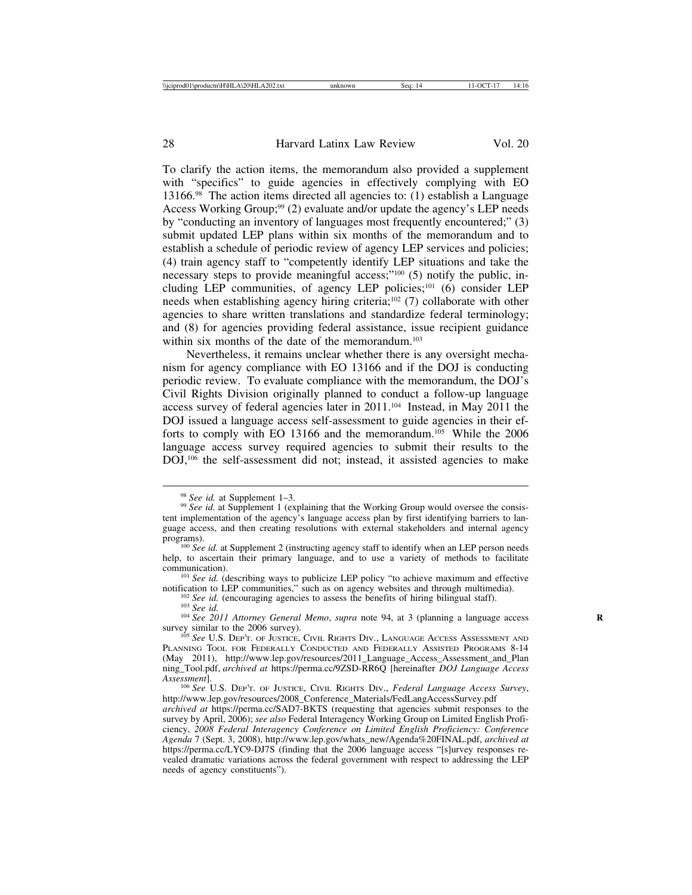To clarify the action items, the memorandum also provided a supplement with "specifics" to guide agencies in effectively complying with EO 13166.[98] The action items directed all agencies to: (1) establish a Language Access Working Group;[99] (2) evaluate and/or update the agency's LEP needs by "conducting an inventory of languages most frequently encountered;" (3) submit updated LEP plans within six months of the memorandum and to establish a schedule of periodic review of agency LEP services and policies; (4) train agency staff to "competently identify LEP situations and take the necessary steps to provide meaningful access;"[100] (5) notify the public, including LEP communities, of agency LEP policies;[101] (6) consider LEP needs when establishing agency hiring criteria;[102] (7) collaborate with other agencies to share written translations and standardize federal terminology; and (8) for agencies providing federal assistance, issue recipient guidance within six months of the date of the memorandum.[103]

Nevertheless, it remains unclear whether there is any oversight mechanism for agency compliance with EO 13166 and if the DOJ is conducting periodic review. To evaluate compliance with the memorandum, the DOJ's Civil Rights Division originally planned to conduct a follow-up language access survey of federal agencies later in 2011.[104] Instead, in May 2011 the DOJ issued a language access self-assessment to guide agencies in their efforts to comply with EO 13166 and the memorandum.[105] While the 2006 language access survey required agencies to submit their results to the DOJ,[106] the self-assessment did not; instead, it assisted agencies to make

---

[98] *See id.* at Supplement 1–3.

[99] *See id.* at Supplement 1 (explaining that the Working Group would oversee the consistent implementation of the agency's language access plan by first identifying barriers to language access, and then creating resolutions with external stakeholders and internal agency programs).

[100] *See id.* at Supplement 2 (instructing agency staff to identify when an LEP person needs help, to ascertain their primary language, and to use a variety of methods to facilitate communication).

[101] *See id.* (describing ways to publicize LEP policy "to achieve maximum and effective notification to LEP communities," such as on agency websites and through multimedia).

[102] *See id.* (encouraging agencies to assess the benefits of hiring bilingual staff).

[103] *See id.*

[104] *See 2011 Attorney General Memo*, *supra* note 94, at 3 (planning a language access survey similar to the 2006 survey).

[105] *See* U.S. DEP'T. OF JUSTICE, CIVIL RIGHTS DIV., LANGUAGE ACCESS ASSESSMENT AND PLANNING TOOL FOR FEDERALLY CONDUCTED AND FEDERALLY ASSISTED PROGRAMS 8-14 (May 2011), http://www.lep.gov/resources/2011_Language_Access_Assessment_and_Planning_Tool.pdf, *archived at* https://perma.cc/9ZSD-RR6Q [hereinafter *DOJ Language Access Assessment*].

[106] *See* U.S. DEP'T. OF JUSTICE, CIVIL RIGHTS DIV., *Federal Language Access Survey*, http://www.lep.gov/resources/2008_Conference_Materials/FedLangAccessSurvey.pdf *archived at* https://perma.cc/SAD7-BKTS (requesting that agencies submit responses to the survey by April, 2006); *see also* Federal Interagency Working Group on Limited English Proficiency, *2008 Federal Interagency Conference on Limited English Proficiency: Conference Agenda* 7 (Sept. 3, 2008), http://www.lep.gov/whats_new/Agenda%20FINAL.pdf, *archived at* https://perma.cc/LYC9-DJ7S (finding that the 2006 language access "[s]urvey responses revealed dramatic variations across the federal government with respect to addressing the LEP needs of agency constituents").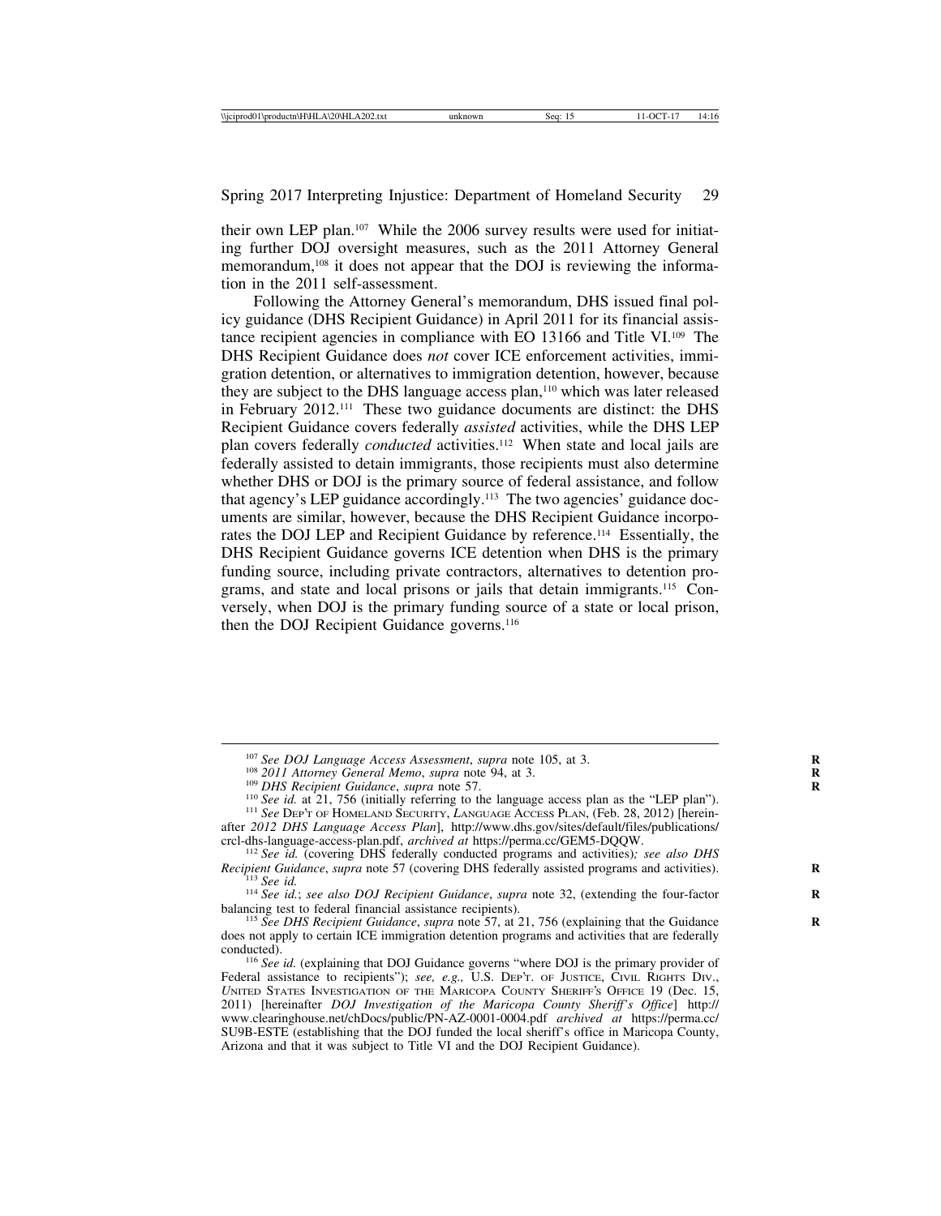their own LEP plan.[107] While the 2006 survey results were used for initiating further DOJ oversight measures, such as the 2011 Attorney General memorandum,[108] it does not appear that the DOJ is reviewing the information in the 2011 self-assessment.

Following the Attorney General's memorandum, DHS issued final policy guidance (DHS Recipient Guidance) in April 2011 for its financial assistance recipient agencies in compliance with EO 13166 and Title VI.[109] The DHS Recipient Guidance does *not* cover ICE enforcement activities, immigration detention, or alternatives to immigration detention, however, because they are subject to the DHS language access plan,[110] which was later released in February 2012.[111] These two guidance documents are distinct: the DHS Recipient Guidance covers federally *assisted* activities, while the DHS LEP plan covers federally *conducted* activities.[112] When state and local jails are federally assisted to detain immigrants, those recipients must also determine whether DHS or DOJ is the primary source of federal assistance, and follow that agency's LEP guidance accordingly.[113] The two agencies' guidance documents are similar, however, because the DHS Recipient Guidance incorporates the DOJ LEP and Recipient Guidance by reference.[114] Essentially, the DHS Recipient Guidance governs ICE detention when DHS is the primary funding source, including private contractors, alternatives to detention programs, and state and local prisons or jails that detain immigrants.[115] Conversely, when DOJ is the primary funding source of a state or local prison, then the DOJ Recipient Guidance governs.[116]

---

[107] *See DOJ Language Access Assessment*, *supra* note 105, at 3.

[108] *2011 Attorney General Memo*, *supra* note 94, at 3.

[109] *DHS Recipient Guidance*, *supra* note 57.

[110] *See id.* at 21, 756 (initially referring to the language access plan as the "LEP plan").

[111] *See* DEP'T OF HOMELAND SECURITY, *LANGUAGE ACCESS PLAN*, (Feb. 28, 2012) [hereinafter *2012 DHS Language Access Plan*], http://www.dhs.gov/sites/default/files/publications/crcl-dhs-language-access-plan.pdf, *archived at* https://perma.cc/GEM5-DQQW.

[112] *See id.* (covering DHS federally conducted programs and activities)*; see also DHS Recipient Guidance*, *supra* note 57 (covering DHS federally assisted programs and activities).

[113] *See id.*

[114] *See id.*; *see also DOJ Recipient Guidance*, *supra* note 32, (extending the four-factor balancing test to federal financial assistance recipients).

[115] *See DHS Recipient Guidance*, *supra* note 57, at 21, 756 (explaining that the Guidance does not apply to certain ICE immigration detention programs and activities that are federally conducted).

[116] *See id.* (explaining that DOJ Guidance governs "where DOJ is the primary provider of Federal assistance to recipients"); *see, e.g.,* U.S. DEP'T. OF JUSTICE, CIVIL RIGHTS DIV., UNITED STATES INVESTIGATION OF THE MARICOPA COUNTY SHERIFF'S OFFICE 19 (Dec. 15, 2011) [hereinafter *DOJ Investigation of the Maricopa County Sheriff's Office*] http://www.clearinghouse.net/chDocs/public/PN-AZ-0001-0004.pdf *archived at* https://perma.cc/SU9B-ESTE (establishing that the DOJ funded the local sheriff's office in Maricopa County, Arizona and that it was subject to Title VI and the DOJ Recipient Guidance).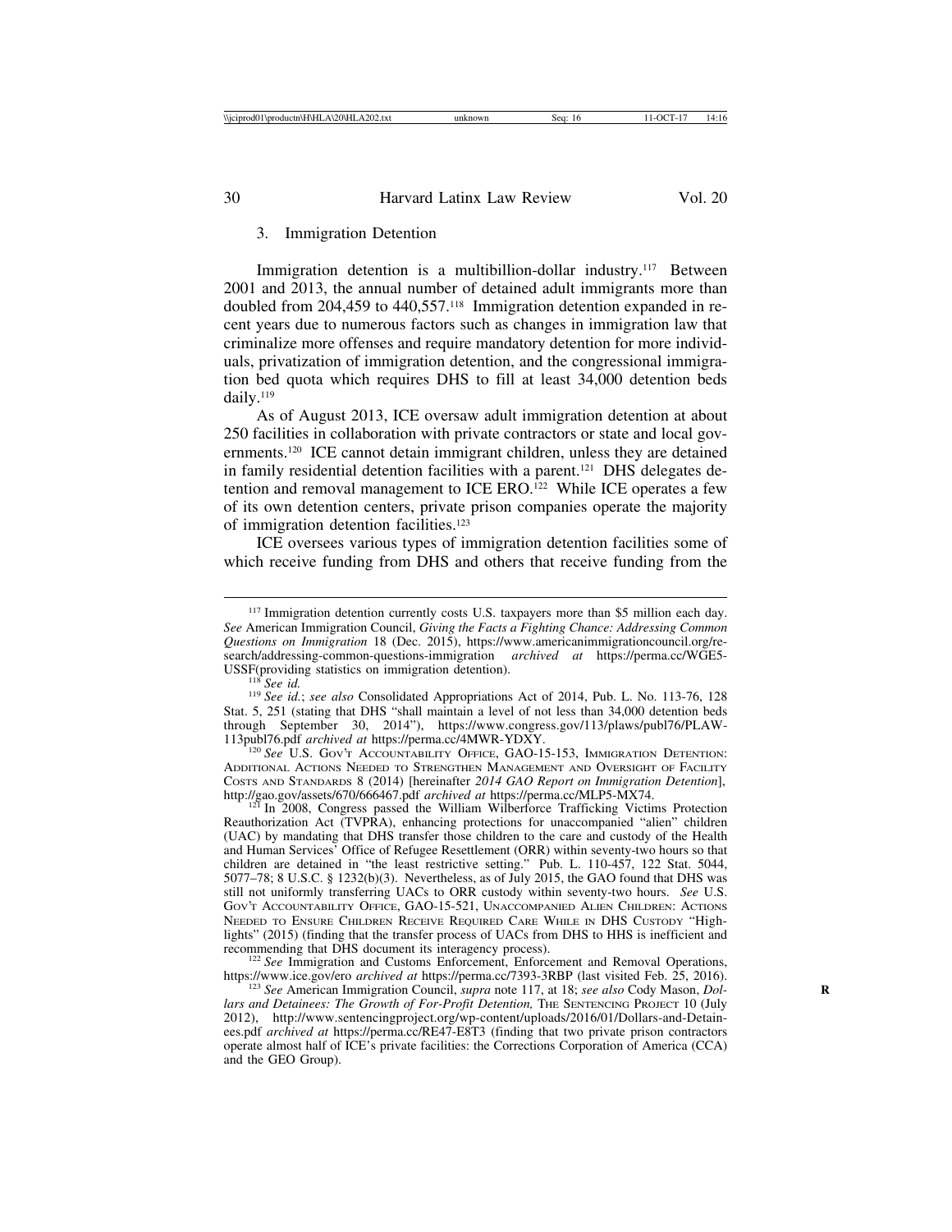### 3. Immigration Detention

Immigration detention is a multibillion-dollar industry.[117] Between 2001 and 2013, the annual number of detained adult immigrants more than doubled from 204,459 to 440,557.[118] Immigration detention expanded in recent years due to numerous factors such as changes in immigration law that criminalize more offenses and require mandatory detention for more individuals, privatization of immigration detention, and the congressional immigration bed quota which requires DHS to fill at least 34,000 detention beds daily.[119]

As of August 2013, ICE oversaw adult immigration detention at about 250 facilities in collaboration with private contractors or state and local governments.[120] ICE cannot detain immigrant children, unless they are detained in family residential detention facilities with a parent.[121] DHS delegates detention and removal management to ICE ERO.[122] While ICE operates a few of its own detention centers, private prison companies operate the majority of immigration detention facilities.[123]

ICE oversees various types of immigration detention facilities some of which receive funding from DHS and others that receive funding from the

---

[117] Immigration detention currently costs U.S. taxpayers more than $5 million each day. *See* American Immigration Council, *Giving the Facts a Fighting Chance: Addressing Common Questions on Immigration* 18 (Dec. 2015), https://www.americanimmigrationcouncil.org/research/addressing-common-questions-immigration *archived at* https://perma.cc/WGE5-USSF(providing statistics on immigration detention).

[118] *See id.*

[119] *See id.*; *see also* Consolidated Appropriations Act of 2014, Pub. L. No. 113-76, 128 Stat. 5, 251 (stating that DHS "shall maintain a level of not less than 34,000 detention beds through September 30, 2014"), https://www.congress.gov/113/plaws/publ76/PLAW-113publ76.pdf *archived at* https://perma.cc/4MWR-YDXY.

[120] *See* U.S. Gov't Accountability Office, GAO-15-153, Immigration Detention: Additional Actions Needed to Strengthen Management and Oversight of Facility Costs and Standards 8 (2014) [hereinafter *2014 GAO Report on Immigration Detention*], http://gao.gov/assets/670/666467.pdf *archived at* https://perma.cc/MLP5-MX74.

[121] In 2008, Congress passed the William Wilberforce Trafficking Victims Protection Reauthorization Act (TVPRA), enhancing protections for unaccompanied "alien" children (UAC) by mandating that DHS transfer those children to the care and custody of the Health and Human Services' Office of Refugee Resettlement (ORR) within seventy-two hours so that children are detained in "the least restrictive setting." Pub. L. 110-457, 122 Stat. 5044, 5077–78; 8 U.S.C. § 1232(b)(3). Nevertheless, as of July 2015, the GAO found that DHS was still not uniformly transferring UACs to ORR custody within seventy-two hours. *See* U.S. Gov't Accountability Office, GAO-15-521, Unaccompanied Alien Children: Actions Needed to Ensure Children Receive Required Care While in DHS Custody "Highlights" (2015) (finding that the transfer process of UACs from DHS to HHS is inefficient and recommending that DHS document its interagency process).

[122] *See* Immigration and Customs Enforcement, Enforcement and Removal Operations, https://www.ice.gov/ero *archived at* https://perma.cc/7393-3RBP (last visited Feb. 25, 2016).

[123] *See* American Immigration Council, *supra* note 117, at 18; *see also* Cody Mason, *Dollars and Detainees: The Growth of For-Profit Detention,* The Sentencing Project 10 (July 2012), http://www.sentencingproject.org/wp-content/uploads/2016/01/Dollars-and-Detainees.pdf *archived at* https://perma.cc/RE47-E8T3 (finding that two private prison contractors operate almost half of ICE's private facilities: the Corrections Corporation of America (CCA) and the GEO Group).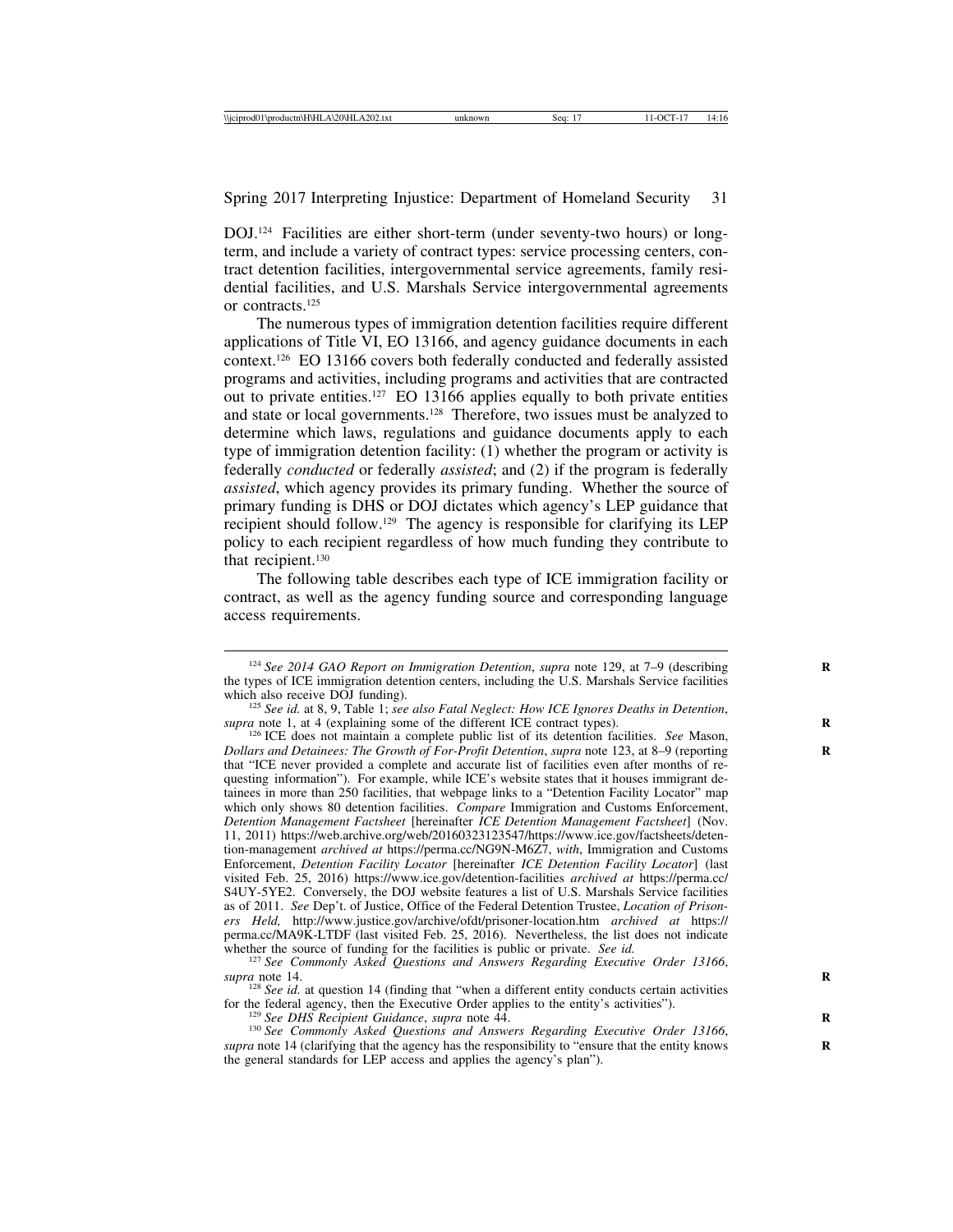DOJ.[124] Facilities are either short-term (under seventy-two hours) or long-term, and include a variety of contract types: service processing centers, contract detention facilities, intergovernmental service agreements, family residential facilities, and U.S. Marshals Service intergovernmental agreements or contracts.[125]

The numerous types of immigration detention facilities require different applications of Title VI, EO 13166, and agency guidance documents in each context.[126] EO 13166 covers both federally conducted and federally assisted programs and activities, including programs and activities that are contracted out to private entities.[127] EO 13166 applies equally to both private entities and state or local governments.[128] Therefore, two issues must be analyzed to determine which laws, regulations and guidance documents apply to each type of immigration detention facility: (1) whether the program or activity is federally *conducted* or federally *assisted*; and (2) if the program is federally *assisted*, which agency provides its primary funding. Whether the source of primary funding is DHS or DOJ dictates which agency's LEP guidance that recipient should follow.[129] The agency is responsible for clarifying its LEP policy to each recipient regardless of how much funding they contribute to that recipient.[130]

The following table describes each type of ICE immigration facility or contract, as well as the agency funding source and corresponding language access requirements.

---

[124] *See 2014 GAO Report on Immigration Detention*, *supra* note 129, at 7–9 (describing the types of ICE immigration detention centers, including the U.S. Marshals Service facilities which also receive DOJ funding).

[125] *See id.* at 8, 9, Table 1; *see also Fatal Neglect: How ICE Ignores Deaths in Detention*, *supra* note 1, at 4 (explaining some of the different ICE contract types).

[126] ICE does not maintain a complete public list of its detention facilities. *See* Mason, *Dollars and Detainees: The Growth of For-Profit Detention*, *supra* note 123, at 8–9 (reporting that "ICE never provided a complete and accurate list of facilities even after months of requesting information"). For example, while ICE's website states that it houses immigrant detainees in more than 250 facilities, that webpage links to a "Detention Facility Locator" map which only shows 80 detention facilities. *Compare* Immigration and Customs Enforcement, *Detention Management Factsheet* [hereinafter *ICE Detention Management Factsheet*] (Nov. 11, 2011) https://web.archive.org/web/20160323123547/https://www.ice.gov/factsheets/detention-management *archived at* https://perma.cc/NG9N-M6Z7, *with*, Immigration and Customs Enforcement, *Detention Facility Locator* [hereinafter *ICE Detention Facility Locator*] (last visited Feb. 25, 2016) https://www.ice.gov/detention-facilities *archived at* https://perma.cc/S4UY-5YE2. Conversely, the DOJ website features a list of U.S. Marshals Service facilities as of 2011. *See* Dep't. of Justice, Office of the Federal Detention Trustee, *Location of Prisoners Held,* http://www.justice.gov/archive/ofdt/prisoner-location.htm *archived at* https://perma.cc/MA9K-LTDF (last visited Feb. 25, 2016). Nevertheless, the list does not indicate whether the source of funding for the facilities is public or private. *See id.*

[127] *See Commonly Asked Questions and Answers Regarding Executive Order 13166*, *supra* note 14.

[128] *See id.* at question 14 (finding that "when a different entity conducts certain activities for the federal agency, then the Executive Order applies to the entity's activities").

[129] *See DHS Recipient Guidance*, *supra* note 44.

[130] *See Commonly Asked Questions and Answers Regarding Executive Order 13166*, *supra* note 14 (clarifying that the agency has the responsibility to "ensure that the entity knows the general standards for LEP access and applies the agency's plan").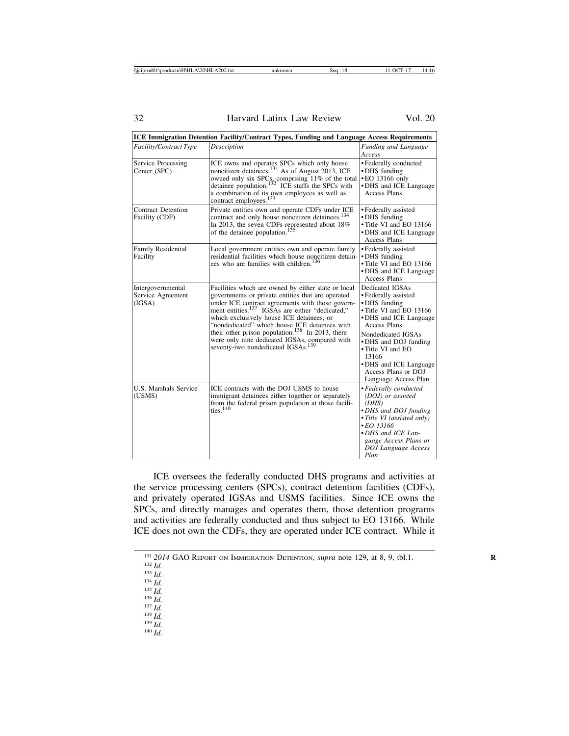| ICE Immigration Detention Facility/Contract Types, Funding and Language Access Requirements | | |
|---|---|---|
| *Facility/Contract Type* | *Description* | *Funding and Language Access* |
| Service Processing Center (SPC) | ICE owns and operates SPCs which only house noncitizen detainees.[131] As of August 2013, ICE owned only six SPCs, comprising 11% of the total detainee population.[132] ICE staffs the SPCs with a combination of its own employees as well as contract employees.[133] | • Federally conducted<br>• DHS funding<br>• EO 13166 only<br>• DHS and ICE Language Access Plans |
| Contract Detention Facility (CDF) | Private entities own and operate CDFs under ICE contract and only house noncitizen detainees.[134] In 2013, the seven CDFs represented about 18% of the detainee population.[135] | • Federally assisted<br>• DHS funding<br>• Title VI and EO 13166<br>• DHS and ICE Language Access Plans |
| Family Residential Facility | Local government entities own and operate family residential facilities which house noncitizen detainees who are families with children.[136] | • Federally assisted<br>• DHS funding<br>• Title VI and EO 13166<br>• DHS and ICE Language Access Plans |
| Intergovernmental Service Agreement (IGSA) | Facilities which are owned by either state or local governments or private entities that are operated under ICE contract agreements with those government entities.[137] IGSAs are either "dedicated," which exclusively house ICE detainees, or "nondedicated" which house ICE detainees with their other prison population.[138] In 2013, there were only nine dedicated IGSAs, compared with seventy-two nondedicated IGSAs.[139] | Dedicated IGSAs<br>• Federally assisted<br>• DHS funding<br>• Title VI and EO 13166<br>• DHS and ICE Language Access Plans<br><br>Nondedicated IGSAs<br>• DHS and DOJ funding<br>• Title VI and EO 13166<br>• DHS and ICE Language Access Plans or DOJ Language Access Plan |
| U.S. Marshals Service (USMS) | ICE contracts with the DOJ USMS to house immigrant detainees either together or separately from the federal prison population at those facilities.[140] | • *Federally conducted (DOJ) or assisted (DHS)*<br>• *DHS and DOJ funding*<br>• *Title VI (assisted only)*<br>• *EO 13166*<br>• *DHS and ICE Language Access Plans or DOJ Language Access Plan* |

ICE oversees the federally conducted DHS programs and activities at the service processing centers (SPCs), contract detention facilities (CDFs), and privately operated IGSAs and USMS facilities. Since ICE owns the SPCs, and directly manages and operates them, those detention programs and activities are federally conducted and thus subject to EO 13166. While ICE does not own the CDFs, they are operated under ICE contract. While it

[131] *2014* GAO Report on Immigration Detention, *supra* note 129, at 8, 9, tbl.1.

[132] *Id.*

[133] *Id.*

[134] *Id.*

[135] *Id.*

[136] *Id.*

[137] *Id.*

[138] *Id.*

[139] *Id.*

[140] *Id.*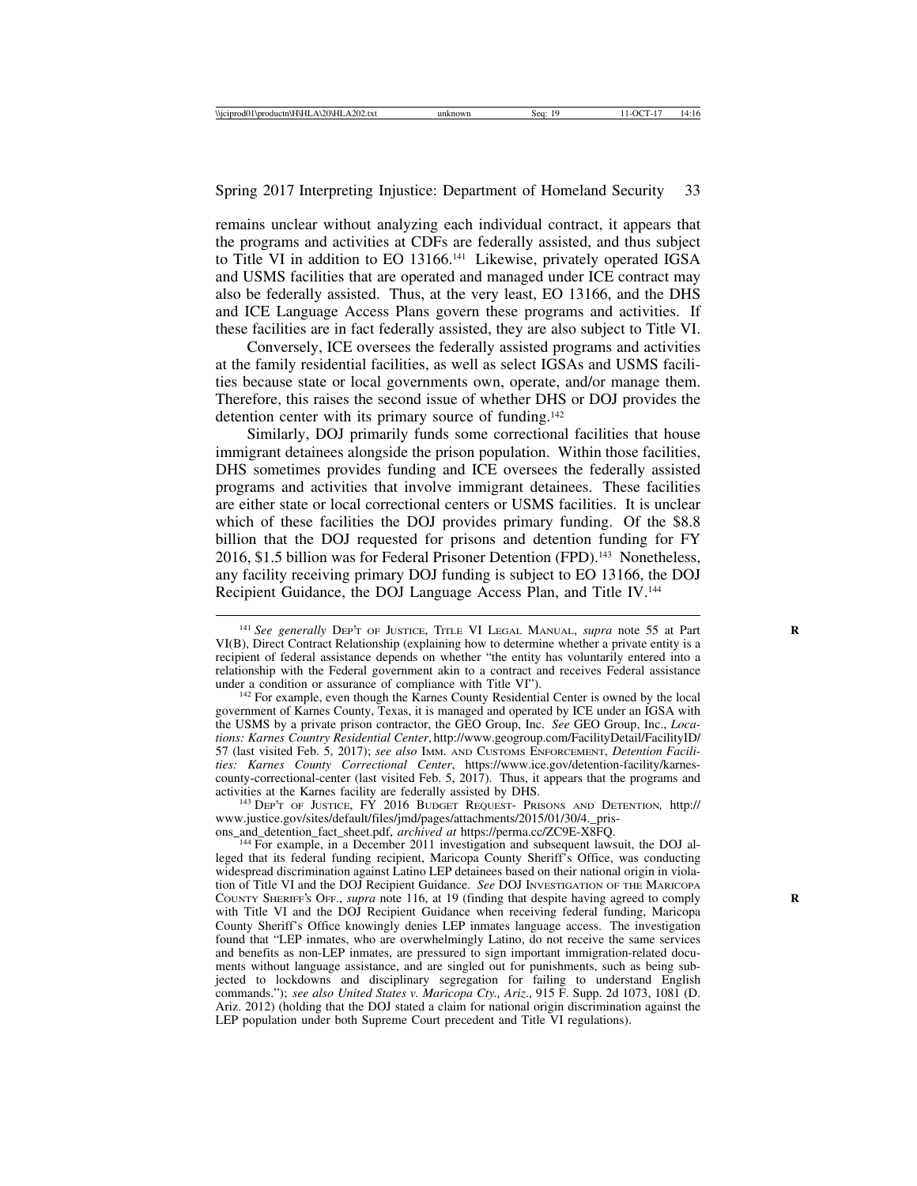remains unclear without analyzing each individual contract, it appears that the programs and activities at CDFs are federally assisted, and thus subject to Title VI in addition to EO 13166.[141] Likewise, privately operated IGSA and USMS facilities that are operated and managed under ICE contract may also be federally assisted. Thus, at the very least, EO 13166, and the DHS and ICE Language Access Plans govern these programs and activities. If these facilities are in fact federally assisted, they are also subject to Title VI.

Conversely, ICE oversees the federally assisted programs and activities at the family residential facilities, as well as select IGSAs and USMS facilities because state or local governments own, operate, and/or manage them. Therefore, this raises the second issue of whether DHS or DOJ provides the detention center with its primary source of funding.[142]

Similarly, DOJ primarily funds some correctional facilities that house immigrant detainees alongside the prison population. Within those facilities, DHS sometimes provides funding and ICE oversees the federally assisted programs and activities that involve immigrant detainees. These facilities are either state or local correctional centers or USMS facilities. It is unclear which of these facilities the DOJ provides primary funding. Of the $8.8 billion that the DOJ requested for prisons and detention funding for FY 2016, $1.5 billion was for Federal Prisoner Detention (FPD).[143] Nonetheless, any facility receiving primary DOJ funding is subject to EO 13166, the DOJ Recipient Guidance, the DOJ Language Access Plan, and Title IV.[144]

---

[141] *See generally* Dep't of Justice, Title VI Legal Manual, *supra* note 55 at Part VI(B), Direct Contract Relationship (explaining how to determine whether a private entity is a recipient of federal assistance depends on whether "the entity has voluntarily entered into a relationship with the Federal government akin to a contract and receives Federal assistance under a condition or assurance of compliance with Title VI").

[142] For example, even though the Karnes County Residential Center is owned by the local government of Karnes County, Texas, it is managed and operated by ICE under an IGSA with the USMS by a private prison contractor, the GEO Group, Inc. *See* GEO Group, Inc., *Locations: Karnes Country Residential Center*, http://www.geogroup.com/FacilityDetail/FacilityID/57 (last visited Feb. 5, 2017); *see also* Imm. and Customs Enforcement, *Detention Facilities: Karnes County Correctional Center*, https://www.ice.gov/detention-facility/karnes-county-correctional-center (last visited Feb. 5, 2017). Thus, it appears that the programs and activities at the Karnes facility are federally assisted by DHS.

[143] Dep't of Justice, FY 2016 Budget Request- Prisons and Detention, http://www.justice.gov/sites/default/files/jmd/pages/attachments/2015/01/30/4._prisons_and_detention_fact_sheet.pdf, *archived at* https://perma.cc/ZC9E-X8FQ.

[144] For example, in a December 2011 investigation and subsequent lawsuit, the DOJ alleged that its federal funding recipient, Maricopa County Sheriff's Office, was conducting widespread discrimination against Latino LEP detainees based on their national origin in violation of Title VI and the DOJ Recipient Guidance. *See* DOJ Investigation of the Maricopa County Sheriff's Off., *supra* note 116, at 19 (finding that despite having agreed to comply with Title VI and the DOJ Recipient Guidance when receiving federal funding, Maricopa County Sheriff's Office knowingly denies LEP inmates language access. The investigation found that "LEP inmates, who are overwhelmingly Latino, do not receive the same services and benefits as non-LEP inmates, are pressured to sign important immigration-related documents without language assistance, and are singled out for punishments, such as being subjected to lockdowns and disciplinary segregation for failing to understand English commands."); *see also United States v. Maricopa Cty., Ariz.*, 915 F. Supp. 2d 1073, 1081 (D. Ariz. 2012) (holding that the DOJ stated a claim for national origin discrimination against the LEP population under both Supreme Court precedent and Title VI regulations).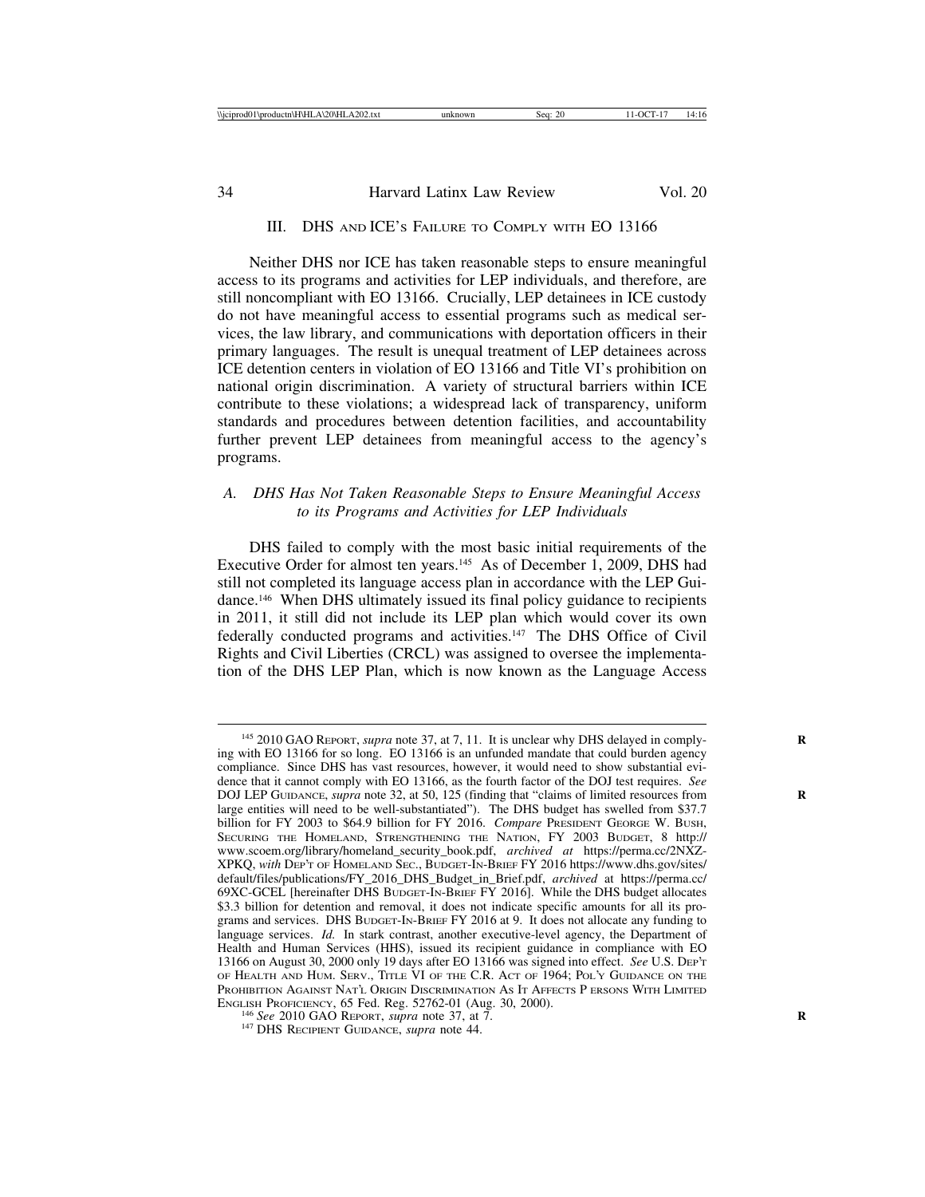## III. DHS and ICE's Failure to Comply with EO 13166

Neither DHS nor ICE has taken reasonable steps to ensure meaningful access to its programs and activities for LEP individuals, and therefore, are still noncompliant with EO 13166. Crucially, LEP detainees in ICE custody do not have meaningful access to essential programs such as medical services, the law library, and communications with deportation officers in their primary languages. The result is unequal treatment of LEP detainees across ICE detention centers in violation of EO 13166 and Title VI's prohibition on national origin discrimination. A variety of structural barriers within ICE contribute to these violations; a widespread lack of transparency, uniform standards and procedures between detention facilities, and accountability further prevent LEP detainees from meaningful access to the agency's programs.

### *A. DHS Has Not Taken Reasonable Steps to Ensure Meaningful Access to its Programs and Activities for LEP Individuals*

DHS failed to comply with the most basic initial requirements of the Executive Order for almost ten years.[145] As of December 1, 2009, DHS had still not completed its language access plan in accordance with the LEP Guidance.[146] When DHS ultimately issued its final policy guidance to recipients in 2011, it still did not include its LEP plan which would cover its own federally conducted programs and activities.[147] The DHS Office of Civil Rights and Civil Liberties (CRCL) was assigned to oversee the implementation of the DHS LEP Plan, which is now known as the Language Access

---

[145] 2010 GAO Report, *supra* note 37, at 7, 11. It is unclear why DHS delayed in complying with EO 13166 for so long. EO 13166 is an unfunded mandate that could burden agency compliance. Since DHS has vast resources, however, it would need to show substantial evidence that it cannot comply with EO 13166, as the fourth factor of the DOJ test requires. *See* DOJ LEP Guidance, *supra* note 32, at 50, 125 (finding that "claims of limited resources from large entities will need to be well-substantiated"). The DHS budget has swelled from $37.7 billion for FY 2003 to $64.9 billion for FY 2016. *Compare* President George W. Bush, Securing the Homeland, Strengthening the Nation, FY 2003 Budget, 8 http://www.scoem.org/library/homeland_security_book.pdf, *archived at* https://perma.cc/2NXZ-XPKQ, *with* Dep't of Homeland Sec., Budget-In-Brief FY 2016 https://www.dhs.gov/sites/default/files/publications/FY_2016_DHS_Budget_in_Brief.pdf, *archived* at https://perma.cc/69XC-GCEL [hereinafter DHS Budget-In-Brief FY 2016]. While the DHS budget allocates $3.3 billion for detention and removal, it does not indicate specific amounts for all its programs and services. DHS Budget-In-Brief FY 2016 at 9. It does not allocate any funding to language services. *Id.* In stark contrast, another executive-level agency, the Department of Health and Human Services (HHS), issued its recipient guidance in compliance with EO 13166 on August 30, 2000 only 19 days after EO 13166 was signed into effect. *See* U.S. Dep't of Health and Hum. Serv., Title VI of the C.R. Act of 1964; Pol'y Guidance on the Prohibition Against Nat'l Origin Discrimination As It Affects P ersons With Limited English Proficiency, 65 Fed. Reg. 52762-01 (Aug. 30, 2000).

[146] *See* 2010 GAO Report, *supra* note 37, at 7.

[147] DHS Recipient Guidance, *supra* note 44.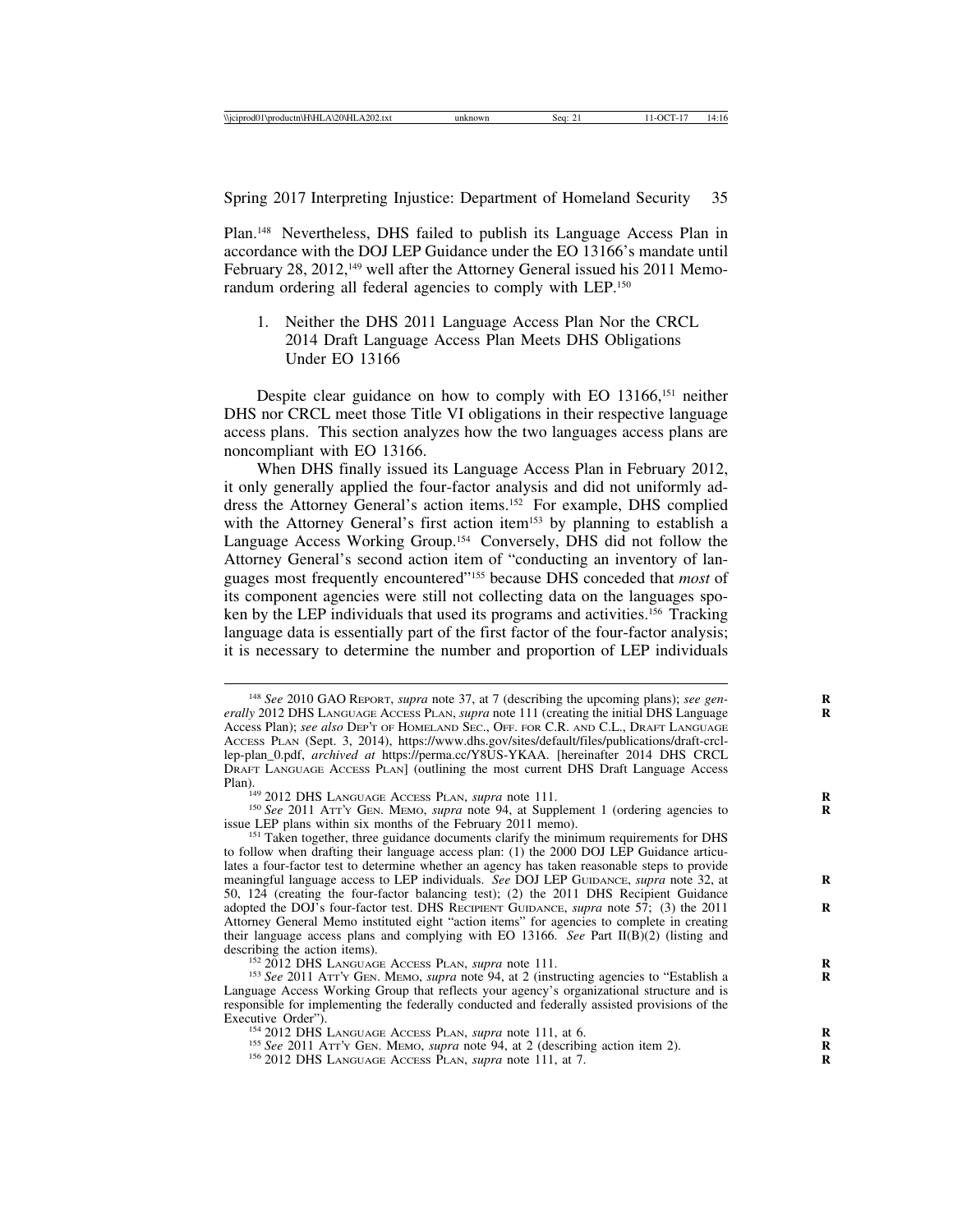Plan.[148] Nevertheless, DHS failed to publish its Language Access Plan in accordance with the DOJ LEP Guidance under the EO 13166's mandate until February 28, 2012,[149] well after the Attorney General issued his 2011 Memorandum ordering all federal agencies to comply with LEP.[150]

1. Neither the DHS 2011 Language Access Plan Nor the CRCL 2014 Draft Language Access Plan Meets DHS Obligations Under EO 13166

Despite clear guidance on how to comply with EO 13166,[151] neither DHS nor CRCL meet those Title VI obligations in their respective language access plans. This section analyzes how the two languages access plans are noncompliant with EO 13166.

When DHS finally issued its Language Access Plan in February 2012, it only generally applied the four-factor analysis and did not uniformly address the Attorney General's action items.[152] For example, DHS complied with the Attorney General's first action item[153] by planning to establish a Language Access Working Group.[154] Conversely, DHS did not follow the Attorney General's second action item of "conducting an inventory of languages most frequently encountered"[155] because DHS conceded that *most* of its component agencies were still not collecting data on the languages spoken by the LEP individuals that used its programs and activities.[156] Tracking language data is essentially part of the first factor of the four-factor analysis; it is necessary to determine the number and proportion of LEP individuals

---

[148] *See* 2010 GAO Report, *supra* note 37, at 7 (describing the upcoming plans); *see generally* 2012 DHS Language Access Plan, *supra* note 111 (creating the initial DHS Language Access Plan); *see also* Dep't of Homeland Sec., Off. for C.R. and C.L., Draft Language Access Plan (Sept. 3, 2014), https://www.dhs.gov/sites/default/files/publications/draft-crcl-lep-plan_0.pdf, *archived at* https://perma.cc/Y8US-YKAA. [hereinafter 2014 DHS CRCL Draft Language Access Plan] (outlining the most current DHS Draft Language Access Plan).

[149] 2012 DHS Language Access Plan, *supra* note 111.

[150] *See* 2011 Att'y Gen. Memo, *supra* note 94, at Supplement 1 (ordering agencies to issue LEP plans within six months of the February 2011 memo).

[151] Taken together, three guidance documents clarify the minimum requirements for DHS to follow when drafting their language access plan: (1) the 2000 DOJ LEP Guidance articulates a four-factor test to determine whether an agency has taken reasonable steps to provide meaningful language access to LEP individuals. *See* DOJ LEP Guidance, *supra* note 32, at 50, 124 (creating the four-factor balancing test); (2) the 2011 DHS Recipient Guidance adopted the DOJ's four-factor test. DHS Recipient Guidance, *supra* note 57; (3) the 2011 Attorney General Memo instituted eight "action items" for agencies to complete in creating their language access plans and complying with EO 13166. *See* Part II(B)(2) (listing and describing the action items).

[152] 2012 DHS Language Access Plan, *supra* note 111.

[153] *See* 2011 Att'y Gen. Memo, *supra* note 94, at 2 (instructing agencies to "Establish a Language Access Working Group that reflects your agency's organizational structure and is responsible for implementing the federally conducted and federally assisted provisions of the Executive Order").

[154] 2012 DHS Language Access Plan, *supra* note 111, at 6.

[155] *See* 2011 Att'y Gen. Memo, *supra* note 94, at 2 (describing action item 2).

[156] 2012 DHS Language Access Plan, *supra* note 111, at 7.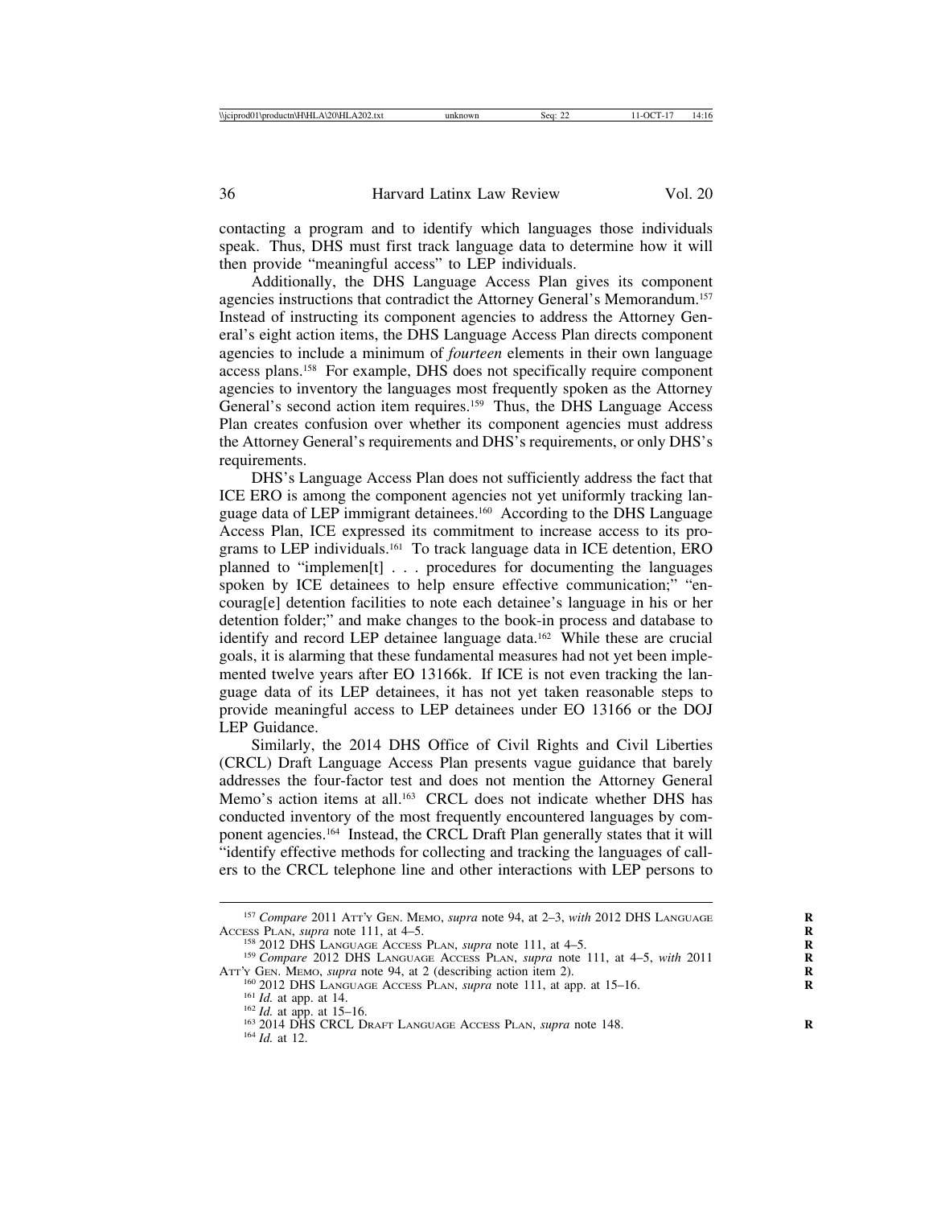contacting a program and to identify which languages those individuals speak. Thus, DHS must first track language data to determine how it will then provide "meaningful access" to LEP individuals.

Additionally, the DHS Language Access Plan gives its component agencies instructions that contradict the Attorney General's Memorandum.[157] Instead of instructing its component agencies to address the Attorney General's eight action items, the DHS Language Access Plan directs component agencies to include a minimum of *fourteen* elements in their own language access plans.[158] For example, DHS does not specifically require component agencies to inventory the languages most frequently spoken as the Attorney General's second action item requires.[159] Thus, the DHS Language Access Plan creates confusion over whether its component agencies must address the Attorney General's requirements and DHS's requirements, or only DHS's requirements.

DHS's Language Access Plan does not sufficiently address the fact that ICE ERO is among the component agencies not yet uniformly tracking language data of LEP immigrant detainees.[160] According to the DHS Language Access Plan, ICE expressed its commitment to increase access to its programs to LEP individuals.[161] To track language data in ICE detention, ERO planned to "implemen[t] . . . procedures for documenting the languages spoken by ICE detainees to help ensure effective communication;" "encourag[e] detention facilities to note each detainee's language in his or her detention folder;" and make changes to the book-in process and database to identify and record LEP detainee language data.[162] While these are crucial goals, it is alarming that these fundamental measures had not yet been implemented twelve years after EO 13166k. If ICE is not even tracking the language data of its LEP detainees, it has not yet taken reasonable steps to provide meaningful access to LEP detainees under EO 13166 or the DOJ LEP Guidance.

Similarly, the 2014 DHS Office of Civil Rights and Civil Liberties (CRCL) Draft Language Access Plan presents vague guidance that barely addresses the four-factor test and does not mention the Attorney General Memo's action items at all.[163] CRCL does not indicate whether DHS has conducted inventory of the most frequently encountered languages by component agencies.[164] Instead, the CRCL Draft Plan generally states that it will "identify effective methods for collecting and tracking the languages of callers to the CRCL telephone line and other interactions with LEP persons to

---

[157] *Compare* 2011 ATT'Y GEN. MEMO, *supra* note 94, at 2–3, *with* 2012 DHS LANGUAGE ACCESS PLAN, *supra* note 111, at 4–5.

[158] 2012 DHS LANGUAGE ACCESS PLAN, *supra* note 111, at 4–5.

[159] *Compare* 2012 DHS LANGUAGE ACCESS PLAN, *supra* note 111, at 4–5, *with* 2011 ATT'Y GEN. MEMO, *supra* note 94, at 2 (describing action item 2).

[160] 2012 DHS LANGUAGE ACCESS PLAN, *supra* note 111, at app. at 15–16.

[161] *Id.* at app. at 14.

[162] *Id.* at app. at 15–16.

[163] 2014 DHS CRCL DRAFT LANGUAGE ACCESS PLAN, *supra* note 148.

[164] *Id.* at 12.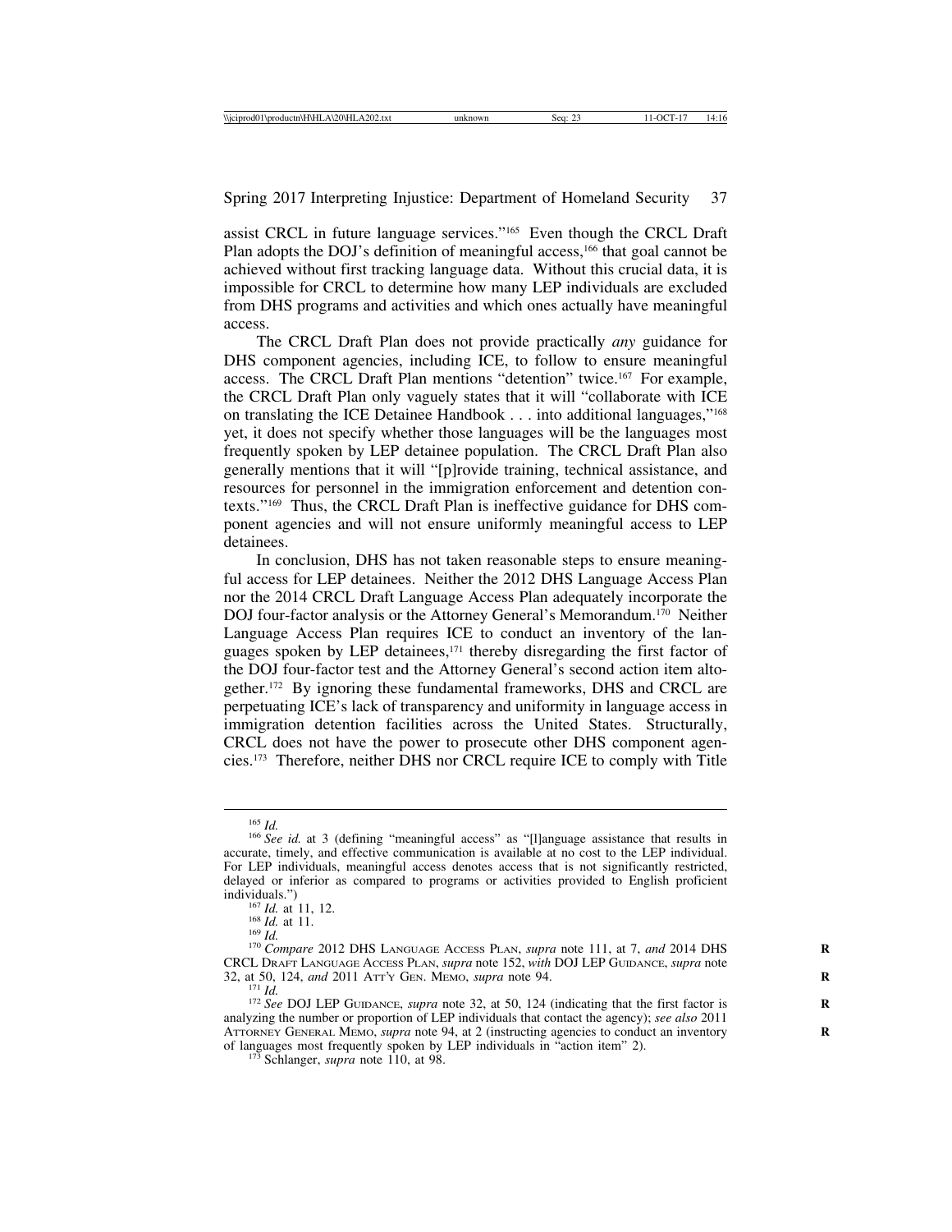assist CRCL in future language services."[165] Even though the CRCL Draft Plan adopts the DOJ's definition of meaningful access,[166] that goal cannot be achieved without first tracking language data. Without this crucial data, it is impossible for CRCL to determine how many LEP individuals are excluded from DHS programs and activities and which ones actually have meaningful access.

The CRCL Draft Plan does not provide practically *any* guidance for DHS component agencies, including ICE, to follow to ensure meaningful access. The CRCL Draft Plan mentions "detention" twice.[167] For example, the CRCL Draft Plan only vaguely states that it will "collaborate with ICE on translating the ICE Detainee Handbook . . . into additional languages,"[168] yet, it does not specify whether those languages will be the languages most frequently spoken by LEP detainee population. The CRCL Draft Plan also generally mentions that it will "[p]rovide training, technical assistance, and resources for personnel in the immigration enforcement and detention contexts."[169] Thus, the CRCL Draft Plan is ineffective guidance for DHS component agencies and will not ensure uniformly meaningful access to LEP detainees.

In conclusion, DHS has not taken reasonable steps to ensure meaningful access for LEP detainees. Neither the 2012 DHS Language Access Plan nor the 2014 CRCL Draft Language Access Plan adequately incorporate the DOJ four-factor analysis or the Attorney General's Memorandum.[170] Neither Language Access Plan requires ICE to conduct an inventory of the languages spoken by LEP detainees,[171] thereby disregarding the first factor of the DOJ four-factor test and the Attorney General's second action item altogether.[172] By ignoring these fundamental frameworks, DHS and CRCL are perpetuating ICE's lack of transparency and uniformity in language access in immigration detention facilities across the United States. Structurally, CRCL does not have the power to prosecute other DHS component agencies.[173] Therefore, neither DHS nor CRCL require ICE to comply with Title

---

[165] *Id.*

[166] *See id.* at 3 (defining "meaningful access" as "[l]anguage assistance that results in accurate, timely, and effective communication is available at no cost to the LEP individual. For LEP individuals, meaningful access denotes access that is not significantly restricted, delayed or inferior as compared to programs or activities provided to English proficient individuals.")

[167] *Id.* at 11, 12.

[168] *Id.* at 11.

[169] *Id.*

[170] *Compare* 2012 DHS Language Access Plan, *supra* note 111, at 7, *and* 2014 DHS CRCL Draft Language Access Plan, *supra* note 152, *with* DOJ LEP Guidance, *supra* note 32, at 50, 124, *and* 2011 Att'y Gen. Memo, *supra* note 94.

[171] *Id.*

[172] *See* DOJ LEP Guidance, *supra* note 32, at 50, 124 (indicating that the first factor is analyzing the number or proportion of LEP individuals that contact the agency); *see also* 2011 Attorney General Memo, *supra* note 94, at 2 (instructing agencies to conduct an inventory of languages most frequently spoken by LEP individuals in "action item" 2).

[173] Schlanger, *supra* note 110, at 98.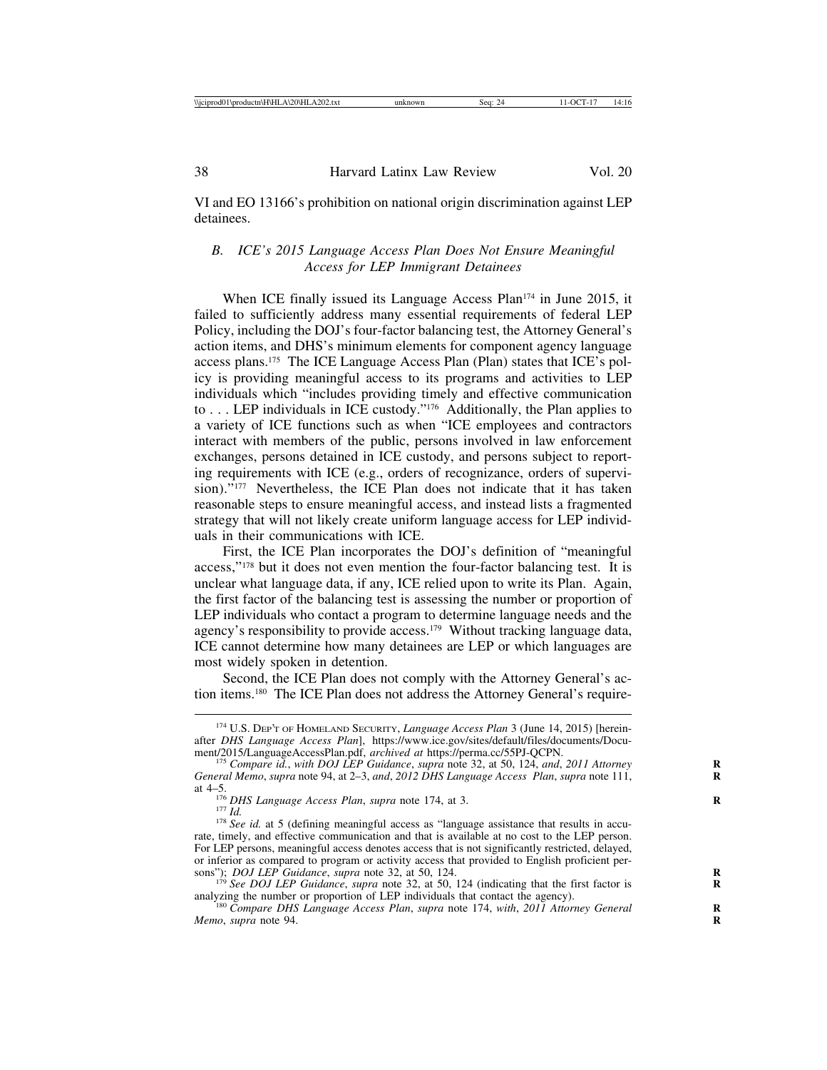VI and EO 13166's prohibition on national origin discrimination against LEP detainees.

### *B. ICE's 2015 Language Access Plan Does Not Ensure Meaningful Access for LEP Immigrant Detainees*

When ICE finally issued its Language Access Plan[174] in June 2015, it failed to sufficiently address many essential requirements of federal LEP Policy, including the DOJ's four-factor balancing test, the Attorney General's action items, and DHS's minimum elements for component agency language access plans.[175] The ICE Language Access Plan (Plan) states that ICE's policy is providing meaningful access to its programs and activities to LEP individuals which "includes providing timely and effective communication to . . . LEP individuals in ICE custody."[176] Additionally, the Plan applies to a variety of ICE functions such as when "ICE employees and contractors interact with members of the public, persons involved in law enforcement exchanges, persons detained in ICE custody, and persons subject to reporting requirements with ICE (e.g., orders of recognizance, orders of supervision)."[177] Nevertheless, the ICE Plan does not indicate that it has taken reasonable steps to ensure meaningful access, and instead lists a fragmented strategy that will not likely create uniform language access for LEP individuals in their communications with ICE.

First, the ICE Plan incorporates the DOJ's definition of "meaningful access,"[178] but it does not even mention the four-factor balancing test. It is unclear what language data, if any, ICE relied upon to write its Plan. Again, the first factor of the balancing test is assessing the number or proportion of LEP individuals who contact a program to determine language needs and the agency's responsibility to provide access.[179] Without tracking language data, ICE cannot determine how many detainees are LEP or which languages are most widely spoken in detention.

Second, the ICE Plan does not comply with the Attorney General's action items.[180] The ICE Plan does not address the Attorney General's require-

---

[174] U.S. DEP'T OF HOMELAND SECURITY, *Language Access Plan* 3 (June 14, 2015) [hereinafter *DHS Language Access Plan*], https://www.ice.gov/sites/default/files/documents/Document/2015/LanguageAccessPlan.pdf, *archived at* https://perma.cc/55PJ-QCPN.

[175] *Compare id.*, *with DOJ LEP Guidance*, *supra* note 32, at 50, 124, *and*, *2011 Attorney General Memo*, *supra* note 94, at 2–3, *and*, *2012 DHS Language Access Plan*, *supra* note 111, at 4–5.

[176] *DHS Language Access Plan*, *supra* note 174, at 3.

[177] *Id.*

[178] *See id.* at 5 (defining meaningful access as "language assistance that results in accurate, timely, and effective communication and that is available at no cost to the LEP person. For LEP persons, meaningful access denotes access that is not significantly restricted, delayed, or inferior as compared to program or activity access that provided to English proficient persons"); *DOJ LEP Guidance*, *supra* note 32, at 50, 124.

[179] *See DOJ LEP Guidance*, *supra* note 32, at 50, 124 (indicating that the first factor is analyzing the number or proportion of LEP individuals that contact the agency).

[180] *Compare DHS Language Access Plan*, *supra* note 174, *with*, *2011 Attorney General Memo*, *supra* note 94.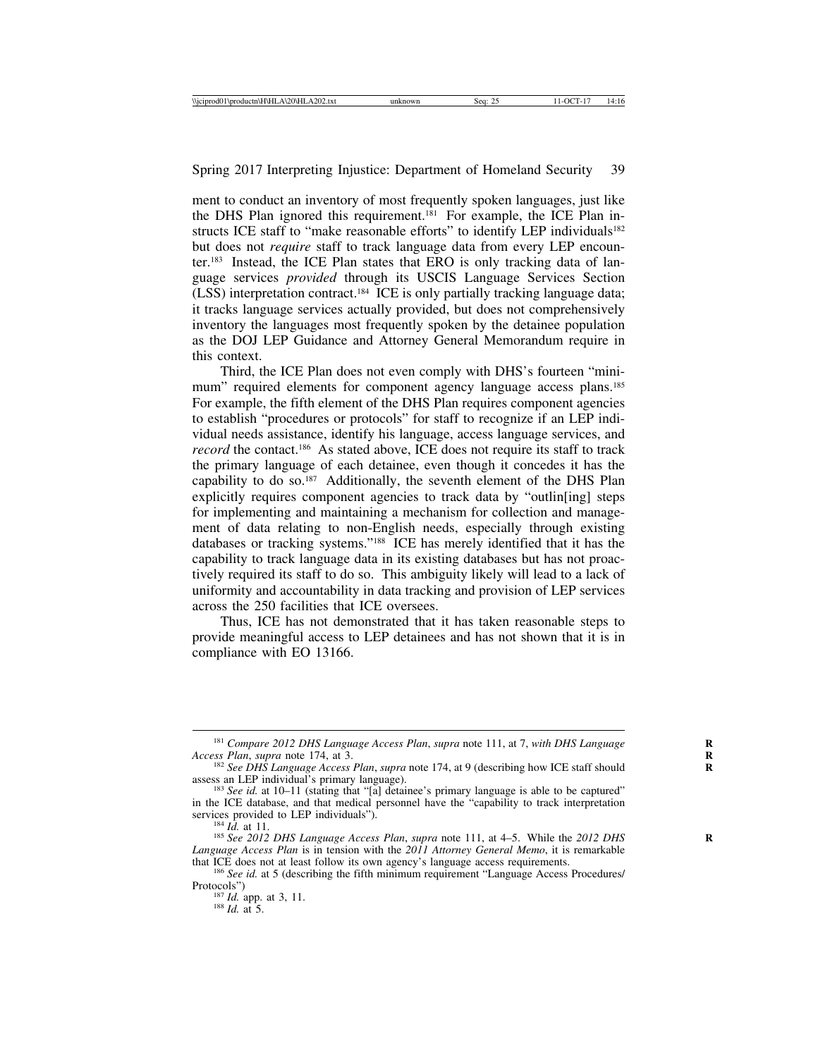ment to conduct an inventory of most frequently spoken languages, just like the DHS Plan ignored this requirement.[181] For example, the ICE Plan instructs ICE staff to "make reasonable efforts" to identify LEP individuals[182] but does not *require* staff to track language data from every LEP encounter.[183] Instead, the ICE Plan states that ERO is only tracking data of language services *provided* through its USCIS Language Services Section (LSS) interpretation contract.[184] ICE is only partially tracking language data; it tracks language services actually provided, but does not comprehensively inventory the languages most frequently spoken by the detainee population as the DOJ LEP Guidance and Attorney General Memorandum require in this context.

Third, the ICE Plan does not even comply with DHS's fourteen "minimum" required elements for component agency language access plans.[185] For example, the fifth element of the DHS Plan requires component agencies to establish "procedures or protocols" for staff to recognize if an LEP individual needs assistance, identify his language, access language services, and *record* the contact.[186] As stated above, ICE does not require its staff to track the primary language of each detainee, even though it concedes it has the capability to do so.[187] Additionally, the seventh element of the DHS Plan explicitly requires component agencies to track data by "outlin[ing] steps for implementing and maintaining a mechanism for collection and management of data relating to non-English needs, especially through existing databases or tracking systems."[188] ICE has merely identified that it has the capability to track language data in its existing databases but has not proactively required its staff to do so. This ambiguity likely will lead to a lack of uniformity and accountability in data tracking and provision of LEP services across the 250 facilities that ICE oversees.

Thus, ICE has not demonstrated that it has taken reasonable steps to provide meaningful access to LEP detainees and has not shown that it is in compliance with EO 13166.

---

[181] *Compare 2012 DHS Language Access Plan*, *supra* note 111, at 7, *with DHS Language Access Plan*, *supra* note 174, at 3.

[182] *See DHS Language Access Plan*, *supra* note 174, at 9 (describing how ICE staff should assess an LEP individual's primary language).

[183] *See id.* at 10–11 (stating that "[a] detainee's primary language is able to be captured" in the ICE database, and that medical personnel have the "capability to track interpretation services provided to LEP individuals").

[184] *Id.* at 11.

[185] *See 2012 DHS Language Access Plan*, *supra* note 111, at 4–5. While the *2012 DHS Language Access Plan* is in tension with the *2011 Attorney General Memo*, it is remarkable that ICE does not at least follow its own agency's language access requirements.

[186] *See id.* at 5 (describing the fifth minimum requirement "Language Access Procedures/ Protocols")

[187] *Id.* app. at 3, 11.

[188] *Id.* at 5.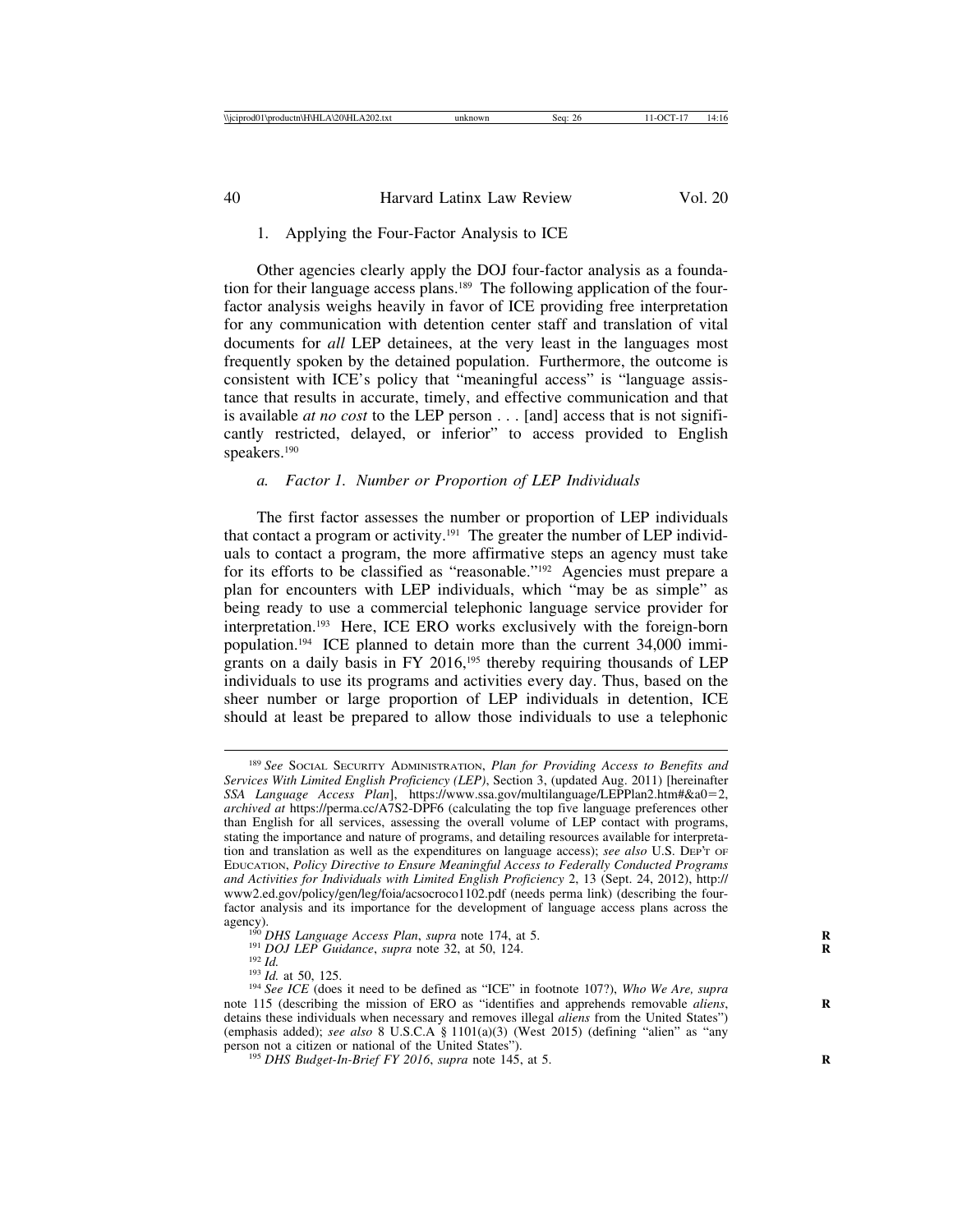### 1. Applying the Four-Factor Analysis to ICE

Other agencies clearly apply the DOJ four-factor analysis as a foundation for their language access plans.[189] The following application of the four-factor analysis weighs heavily in favor of ICE providing free interpretation for any communication with detention center staff and translation of vital documents for *all* LEP detainees, at the very least in the languages most frequently spoken by the detained population. Furthermore, the outcome is consistent with ICE's policy that "meaningful access" is "language assistance that results in accurate, timely, and effective communication and that is available *at no cost* to the LEP person . . . [and] access that is not significantly restricted, delayed, or inferior" to access provided to English speakers.[190]

#### *a. Factor 1. Number or Proportion of LEP Individuals*

The first factor assesses the number or proportion of LEP individuals that contact a program or activity.[191] The greater the number of LEP individuals to contact a program, the more affirmative steps an agency must take for its efforts to be classified as "reasonable."[192] Agencies must prepare a plan for encounters with LEP individuals, which "may be as simple" as being ready to use a commercial telephonic language service provider for interpretation.[193] Here, ICE ERO works exclusively with the foreign-born population.[194] ICE planned to detain more than the current 34,000 immigrants on a daily basis in FY 2016,[195] thereby requiring thousands of LEP individuals to use its programs and activities every day. Thus, based on the sheer number or large proportion of LEP individuals in detention, ICE should at least be prepared to allow those individuals to use a telephonic

---

[189] *See* Social Security Administration, *Plan for Providing Access to Benefits and Services With Limited English Proficiency (LEP)*, Section 3, (updated Aug. 2011) [hereinafter *SSA Language Access Plan*], https://www.ssa.gov/multilanguage/LEPPlan2.htm#&a0=2, *archived at* https://perma.cc/A7S2-DPF6 (calculating the top five language preferences other than English for all services, assessing the overall volume of LEP contact with programs, stating the importance and nature of programs, and detailing resources available for interpretation and translation as well as the expenditures on language access); *see also* U.S. Dep't of Education, *Policy Directive to Ensure Meaningful Access to Federally Conducted Programs and Activities for Individuals with Limited English Proficiency* 2, 13 (Sept. 24, 2012), http://www2.ed.gov/policy/gen/leg/foia/acsocroco1102.pdf (needs perma link) (describing the four-factor analysis and its importance for the development of language access plans across the agency).

[190] *DHS Language Access Plan*, *supra* note 174, at 5.

[191] *DOJ LEP Guidance*, *supra* note 32, at 50, 124.

[192] *Id.*

[193] *Id.* at 50, 125.

[194] *See ICE* (does it need to be defined as "ICE" in footnote 107?), *Who We Are, supra* note 115 (describing the mission of ERO as "identifies and apprehends removable *aliens*, detains these individuals when necessary and removes illegal *aliens* from the United States") (emphasis added); *see also* 8 U.S.C.A § 1101(a)(3) (West 2015) (defining "alien" as "any person not a citizen or national of the United States").

[195] *DHS Budget-In-Brief FY 2016*, *supra* note 145, at 5.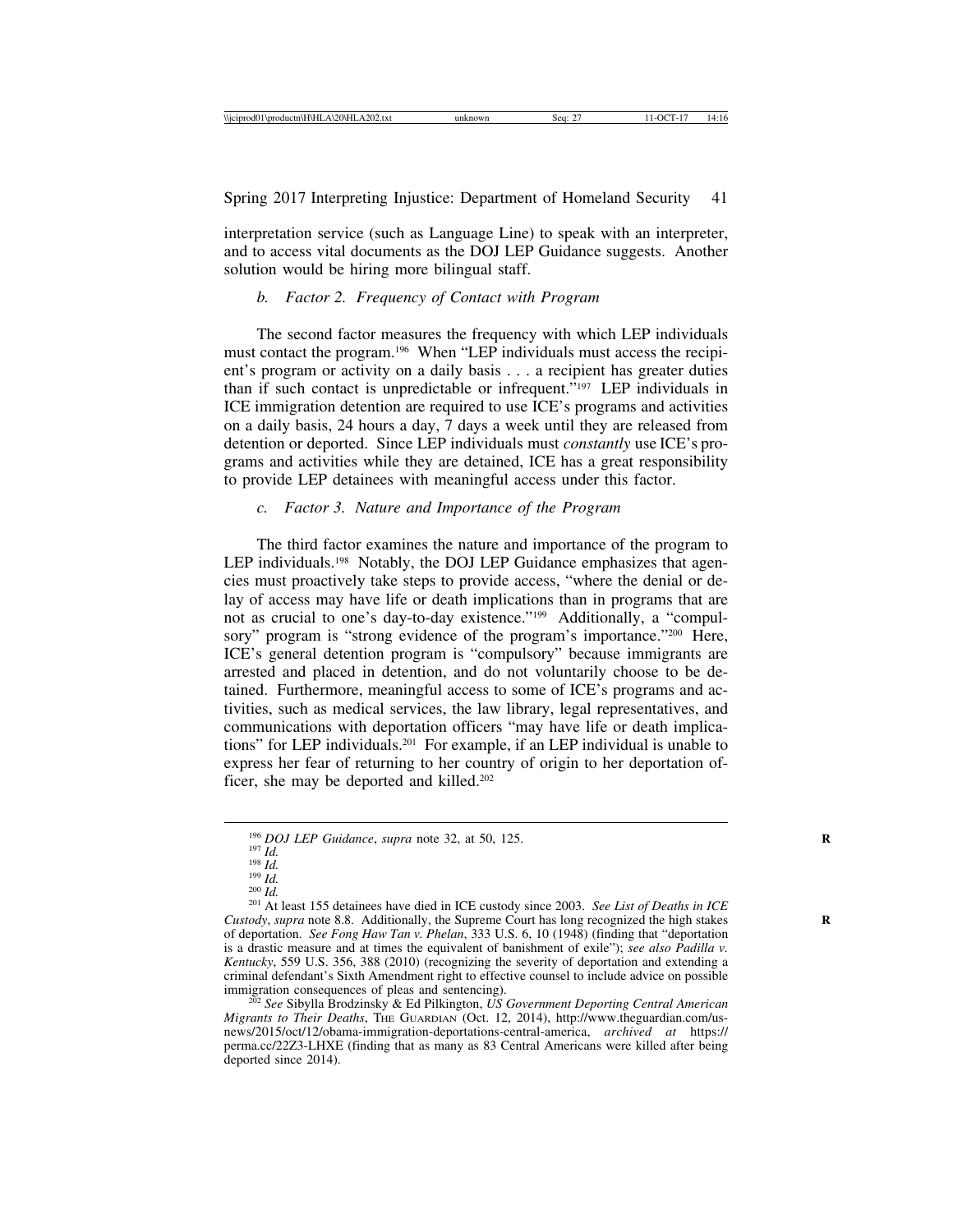interpretation service (such as Language Line) to speak with an interpreter, and to access vital documents as the DOJ LEP Guidance suggests. Another solution would be hiring more bilingual staff.

*b. Factor 2. Frequency of Contact with Program*

The second factor measures the frequency with which LEP individuals must contact the program.[196] When "LEP individuals must access the recipient's program or activity on a daily basis . . . a recipient has greater duties than if such contact is unpredictable or infrequent."[197] LEP individuals in ICE immigration detention are required to use ICE's programs and activities on a daily basis, 24 hours a day, 7 days a week until they are released from detention or deported. Since LEP individuals must *constantly* use ICE's programs and activities while they are detained, ICE has a great responsibility to provide LEP detainees with meaningful access under this factor.

*c. Factor 3. Nature and Importance of the Program*

The third factor examines the nature and importance of the program to LEP individuals.[198] Notably, the DOJ LEP Guidance emphasizes that agencies must proactively take steps to provide access, "where the denial or delay of access may have life or death implications than in programs that are not as crucial to one's day-to-day existence."[199] Additionally, a "compulsory" program is "strong evidence of the program's importance."[200] Here, ICE's general detention program is "compulsory" because immigrants are arrested and placed in detention, and do not voluntarily choose to be detained. Furthermore, meaningful access to some of ICE's programs and activities, such as medical services, the law library, legal representatives, and communications with deportation officers "may have life or death implications" for LEP individuals.[201] For example, if an LEP individual is unable to express her fear of returning to her country of origin to her deportation officer, she may be deported and killed.[202]

---

[196] *DOJ LEP Guidance*, *supra* note 32, at 50, 125.

[197] *Id.*

[198] *Id.*

[199] *Id.*

[200] *Id.*

[201] At least 155 detainees have died in ICE custody since 2003. *See List of Deaths in ICE Custody*, *supra* note 8.8. Additionally, the Supreme Court has long recognized the high stakes of deportation. *See Fong Haw Tan v. Phelan*, 333 U.S. 6, 10 (1948) (finding that "deportation is a drastic measure and at times the equivalent of banishment of exile"); *see also Padilla v. Kentucky*, 559 U.S. 356, 388 (2010) (recognizing the severity of deportation and extending a criminal defendant's Sixth Amendment right to effective counsel to include advice on possible immigration consequences of pleas and sentencing).

[202] *See* Sibylla Brodzinsky & Ed Pilkington, *US Government Deporting Central American Migrants to Their Deaths*, THE GUARDIAN (Oct. 12, 2014), http://www.theguardian.com/us-news/2015/oct/12/obama-immigration-deportations-central-america, *archived at* https://perma.cc/22Z3-LHXE (finding that as many as 83 Central Americans were killed after being deported since 2014).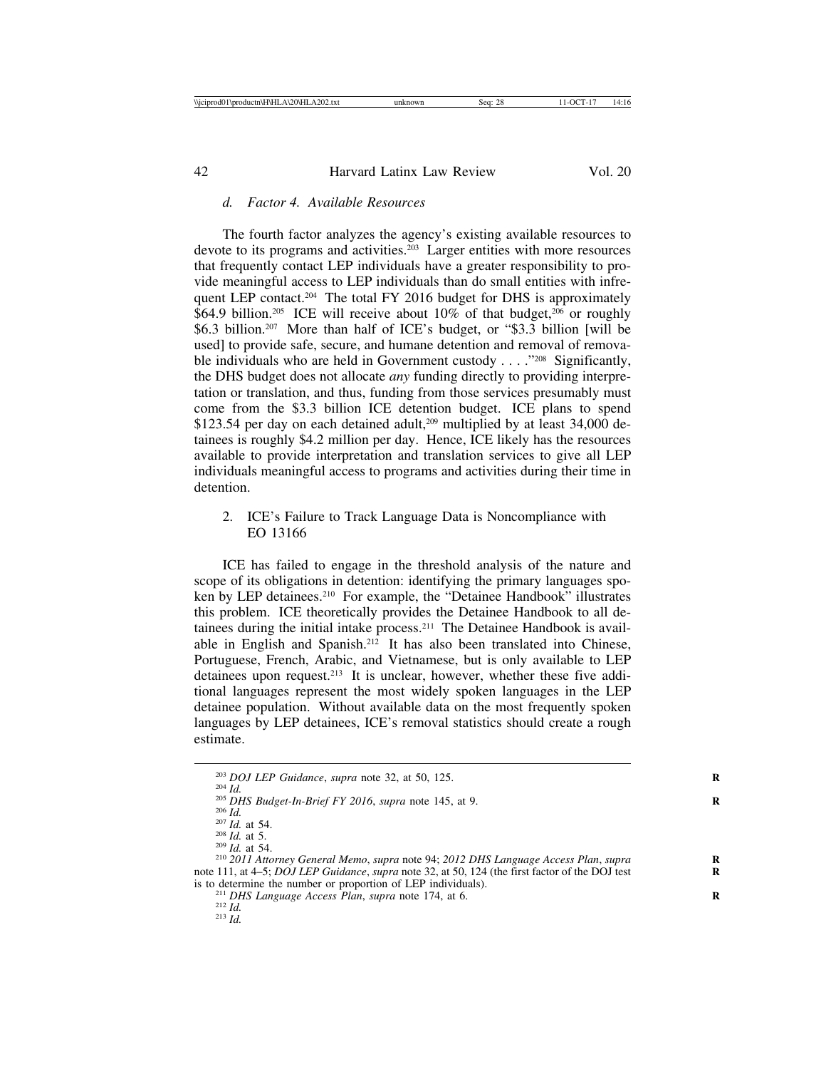*d. Factor 4. Available Resources*

The fourth factor analyzes the agency's existing available resources to devote to its programs and activities.[203] Larger entities with more resources that frequently contact LEP individuals have a greater responsibility to provide meaningful access to LEP individuals than do small entities with infrequent LEP contact.[204] The total FY 2016 budget for DHS is approximately $64.9 billion.[205] ICE will receive about 10% of that budget,[206] or roughly $6.3 billion.[207] More than half of ICE's budget, or "$3.3 billion [will be used] to provide safe, secure, and humane detention and removal of removable individuals who are held in Government custody . . . ."[208] Significantly, the DHS budget does not allocate *any* funding directly to providing interpretation or translation, and thus, funding from those services presumably must come from the $3.3 billion ICE detention budget. ICE plans to spend $123.54 per day on each detained adult,[209] multiplied by at least 34,000 detainees is roughly $4.2 million per day. Hence, ICE likely has the resources available to provide interpretation and translation services to give all LEP individuals meaningful access to programs and activities during their time in detention.

2. ICE's Failure to Track Language Data is Noncompliance with EO 13166

ICE has failed to engage in the threshold analysis of the nature and scope of its obligations in detention: identifying the primary languages spoken by LEP detainees.[210] For example, the "Detainee Handbook" illustrates this problem. ICE theoretically provides the Detainee Handbook to all detainees during the initial intake process.[211] The Detainee Handbook is available in English and Spanish.[212] It has also been translated into Chinese, Portuguese, French, Arabic, and Vietnamese, but is only available to LEP detainees upon request.[213] It is unclear, however, whether these five additional languages represent the most widely spoken languages in the LEP detainee population. Without available data on the most frequently spoken languages by LEP detainees, ICE's removal statistics should create a rough estimate.

[203] *DOJ LEP Guidance*, *supra* note 32, at 50, 125.
[204] *Id.*
[205] *DHS Budget-In-Brief FY 2016*, *supra* note 145, at 9.
[206] *Id.*
[207] *Id.* at 54.
[208] *Id.* at 5.
[209] *Id.* at 54.
[210] *2011 Attorney General Memo*, *supra* note 94; *2012 DHS Language Access Plan*, *supra* note 111, at 4–5; *DOJ LEP Guidance*, *supra* note 32, at 50, 124 (the first factor of the DOJ test is to determine the number or proportion of LEP individuals).
[211] *DHS Language Access Plan*, *supra* note 174, at 6.
[212] *Id.*
[213] *Id.*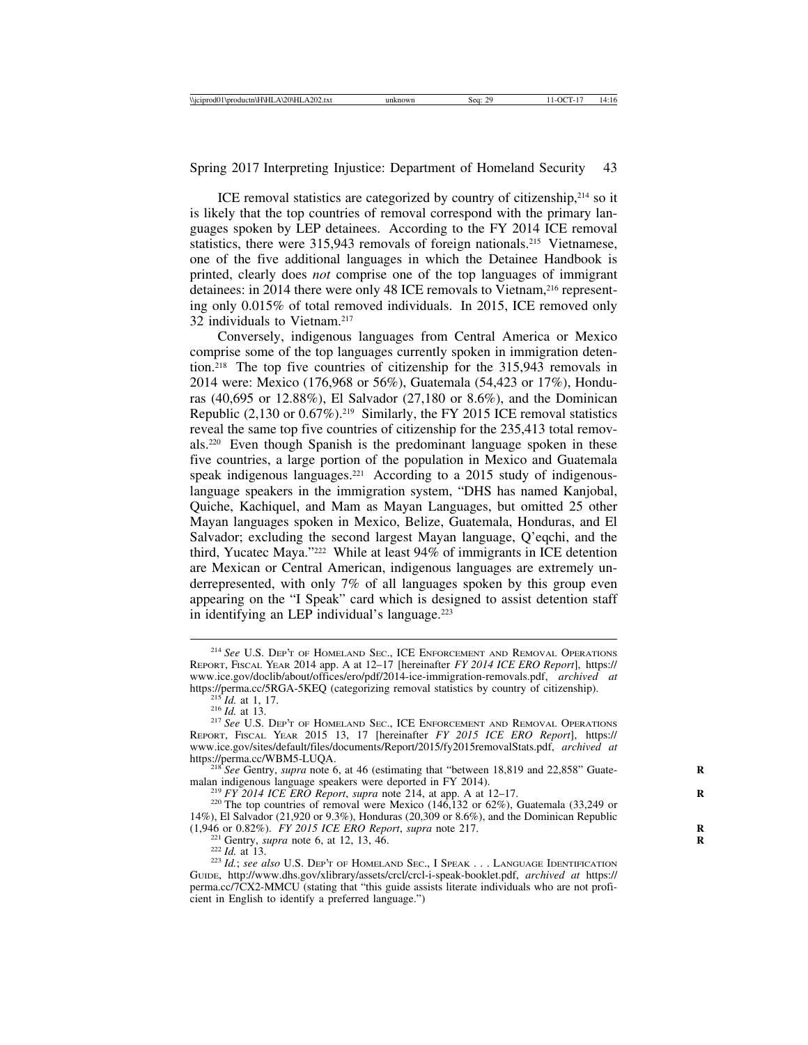ICE removal statistics are categorized by country of citizenship,[214] so it is likely that the top countries of removal correspond with the primary languages spoken by LEP detainees. According to the FY 2014 ICE removal statistics, there were 315,943 removals of foreign nationals.[215] Vietnamese, one of the five additional languages in which the Detainee Handbook is printed, clearly does *not* comprise one of the top languages of immigrant detainees: in 2014 there were only 48 ICE removals to Vietnam,[216] representing only 0.015% of total removed individuals. In 2015, ICE removed only 32 individuals to Vietnam.[217]

Conversely, indigenous languages from Central America or Mexico comprise some of the top languages currently spoken in immigration detention.[218] The top five countries of citizenship for the 315,943 removals in 2014 were: Mexico (176,968 or 56%), Guatemala (54,423 or 17%), Honduras (40,695 or 12.88%), El Salvador (27,180 or 8.6%), and the Dominican Republic (2,130 or 0.67%).[219] Similarly, the FY 2015 ICE removal statistics reveal the same top five countries of citizenship for the 235,413 total removals.[220] Even though Spanish is the predominant language spoken in these five countries, a large portion of the population in Mexico and Guatemala speak indigenous languages.[221] According to a 2015 study of indigenous-language speakers in the immigration system, "DHS has named Kanjobal, Quiche, Kachiquel, and Mam as Mayan Languages, but omitted 25 other Mayan languages spoken in Mexico, Belize, Guatemala, Honduras, and El Salvador; excluding the second largest Mayan language, Q'eqchi, and the third, Yucatec Maya."[222] While at least 94% of immigrants in ICE detention are Mexican or Central American, indigenous languages are extremely underrepresented, with only 7% of all languages spoken by this group even appearing on the "I Speak" card which is designed to assist detention staff in identifying an LEP individual's language.[223]

---

[214] *See* U.S. Dep't of Homeland Sec., ICE Enforcement and Removal Operations Report, Fiscal Year 2014 app. A at 12–17 [hereinafter *FY 2014 ICE ERO Report*], https://www.ice.gov/doclib/about/offices/ero/pdf/2014-ice-immigration-removals.pdf, *archived at* https://perma.cc/5RGA-5KEQ (categorizing removal statistics by country of citizenship).

[215] *Id.* at 1, 17.

[216] *Id.* at 13.

[217] *See* U.S. Dep't of Homeland Sec., ICE Enforcement and Removal Operations Report, Fiscal Year 2015 13, 17 [hereinafter *FY 2015 ICE ERO Report*], https://www.ice.gov/sites/default/files/documents/Report/2015/fy2015removalStats.pdf, *archived at* https://perma.cc/WBM5-LUQA.

[218] *See* Gentry, *supra* note 6, at 46 (estimating that "between 18,819 and 22,858" Guatemalan indigenous language speakers were deported in FY 2014).

[219] *FY 2014 ICE ERO Report*, *supra* note 214, at app. A at 12–17.

[220] The top countries of removal were Mexico (146,132 or 62%), Guatemala (33,249 or 14%), El Salvador (21,920 or 9.3%), Honduras (20,309 or 8.6%), and the Dominican Republic (1,946 or 0.82%). *FY 2015 ICE ERO Report*, *supra* note 217.

[221] Gentry, *supra* note 6, at 12, 13, 46.

[222] *Id.* at 13.

[223] *Id.*; *see also* U.S. Dep't of Homeland Sec., I Speak . . . Language Identification Guide, http://www.dhs.gov/xlibrary/assets/crcl/crcl-i-speak-booklet.pdf, *archived at* https://perma.cc/7CX2-MMCU (stating that "this guide assists literate individuals who are not proficient in English to identify a preferred language.")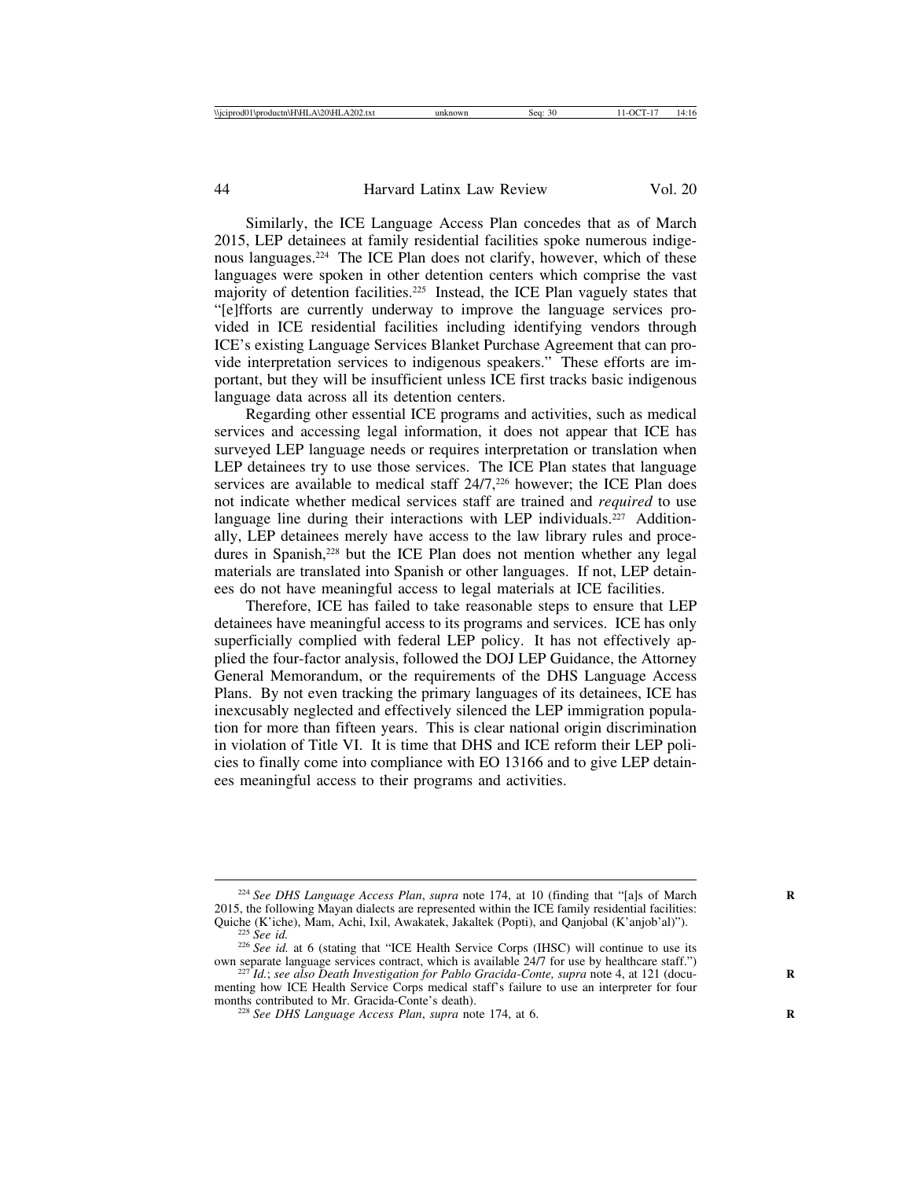Similarly, the ICE Language Access Plan concedes that as of March 2015, LEP detainees at family residential facilities spoke numerous indigenous languages.[224] The ICE Plan does not clarify, however, which of these languages were spoken in other detention centers which comprise the vast majority of detention facilities.[225] Instead, the ICE Plan vaguely states that "[e]fforts are currently underway to improve the language services provided in ICE residential facilities including identifying vendors through ICE's existing Language Services Blanket Purchase Agreement that can provide interpretation services to indigenous speakers." These efforts are important, but they will be insufficient unless ICE first tracks basic indigenous language data across all its detention centers.

Regarding other essential ICE programs and activities, such as medical services and accessing legal information, it does not appear that ICE has surveyed LEP language needs or requires interpretation or translation when LEP detainees try to use those services. The ICE Plan states that language services are available to medical staff 24/7,[226] however; the ICE Plan does not indicate whether medical services staff are trained and *required* to use language line during their interactions with LEP individuals.[227] Additionally, LEP detainees merely have access to the law library rules and procedures in Spanish,[228] but the ICE Plan does not mention whether any legal materials are translated into Spanish or other languages. If not, LEP detainees do not have meaningful access to legal materials at ICE facilities.

Therefore, ICE has failed to take reasonable steps to ensure that LEP detainees have meaningful access to its programs and services. ICE has only superficially complied with federal LEP policy. It has not effectively applied the four-factor analysis, followed the DOJ LEP Guidance, the Attorney General Memorandum, or the requirements of the DHS Language Access Plans. By not even tracking the primary languages of its detainees, ICE has inexcusably neglected and effectively silenced the LEP immigration population for more than fifteen years. This is clear national origin discrimination in violation of Title VI. It is time that DHS and ICE reform their LEP policies to finally come into compliance with EO 13166 and to give LEP detainees meaningful access to their programs and activities.

---

[224] *See DHS Language Access Plan*, *supra* note 174, at 10 (finding that "[a]s of March 2015, the following Mayan dialects are represented within the ICE family residential facilities: Quiche (K'iche), Mam, Achi, Ixil, Awakatek, Jakaltek (Popti), and Qanjobal (K'anjob'al)").

[225] *See id.*

[226] *See id.* at 6 (stating that "ICE Health Service Corps (IHSC) will continue to use its own separate language services contract, which is available 24/7 for use by healthcare staff.")

[227] *Id.*; *see also Death Investigation for Pablo Gracida-Conte, supra* note 4, at 121 (documenting how ICE Health Service Corps medical staff's failure to use an interpreter for four months contributed to Mr. Gracida-Conte's death).

[228] *See DHS Language Access Plan*, *supra* note 174, at 6.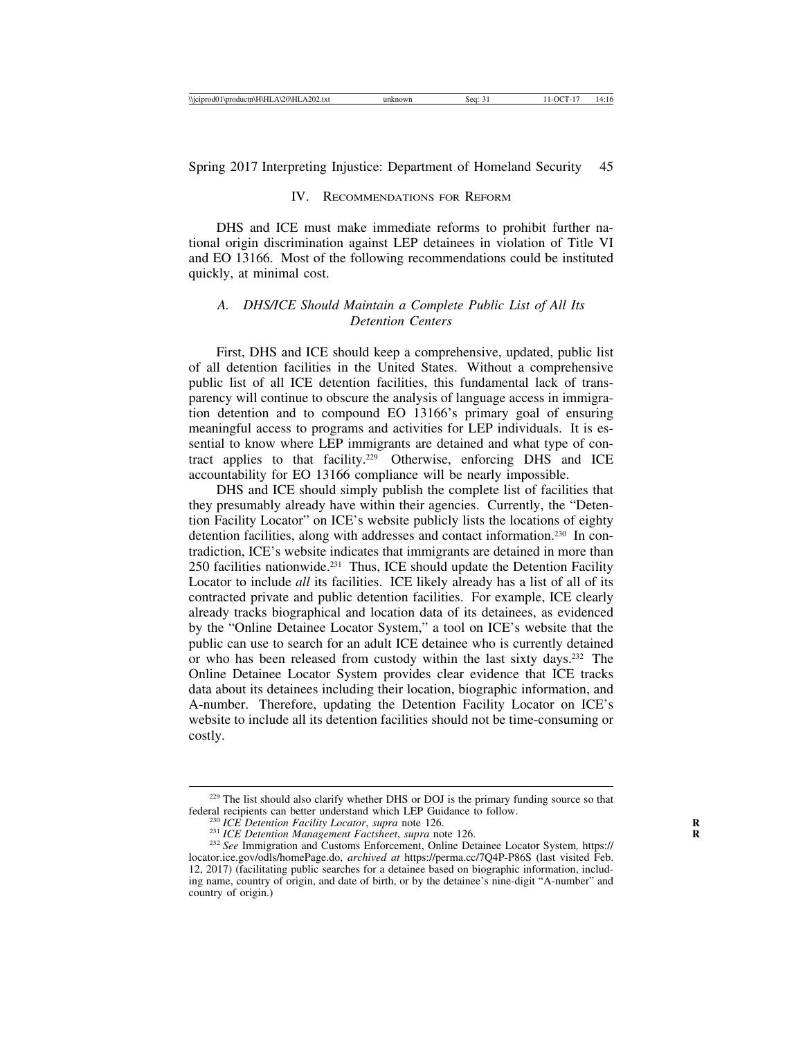## IV. Recommendations for Reform

DHS and ICE must make immediate reforms to prohibit further national origin discrimination against LEP detainees in violation of Title VI and EO 13166. Most of the following recommendations could be instituted quickly, at minimal cost.

### *A. DHS/ICE Should Maintain a Complete Public List of All Its Detention Centers*

First, DHS and ICE should keep a comprehensive, updated, public list of all detention facilities in the United States. Without a comprehensive public list of all ICE detention facilities, this fundamental lack of transparency will continue to obscure the analysis of language access in immigration detention and to compound EO 13166's primary goal of ensuring meaningful access to programs and activities for LEP individuals. It is essential to know where LEP immigrants are detained and what type of contract applies to that facility.[229] Otherwise, enforcing DHS and ICE accountability for EO 13166 compliance will be nearly impossible.

DHS and ICE should simply publish the complete list of facilities that they presumably already have within their agencies. Currently, the "Detention Facility Locator" on ICE's website publicly lists the locations of eighty detention facilities, along with addresses and contact information.[230] In contradiction, ICE's website indicates that immigrants are detained in more than 250 facilities nationwide.[231] Thus, ICE should update the Detention Facility Locator to include *all* its facilities. ICE likely already has a list of all of its contracted private and public detention facilities. For example, ICE clearly already tracks biographical and location data of its detainees, as evidenced by the "Online Detainee Locator System," a tool on ICE's website that the public can use to search for an adult ICE detainee who is currently detained or who has been released from custody within the last sixty days.[232] The Online Detainee Locator System provides clear evidence that ICE tracks data about its detainees including their location, biographic information, and A-number. Therefore, updating the Detention Facility Locator on ICE's website to include all its detention facilities should not be time-consuming or costly.

---

[229] The list should also clarify whether DHS or DOJ is the primary funding source so that federal recipients can better understand which LEP Guidance to follow.

[230] *ICE Detention Facility Locator*, *supra* note 126.

[231] *ICE Detention Management Factsheet*, *supra* note 126.

[232] *See* Immigration and Customs Enforcement, Online Detainee Locator System, https://locator.ice.gov/odls/homePage.do, *archived at* https://perma.cc/7Q4P-P86S (last visited Feb. 12, 2017) (facilitating public searches for a detainee based on biographic information, including name, country of origin, and date of birth, or by the detainee's nine-digit "A-number" and country of origin.)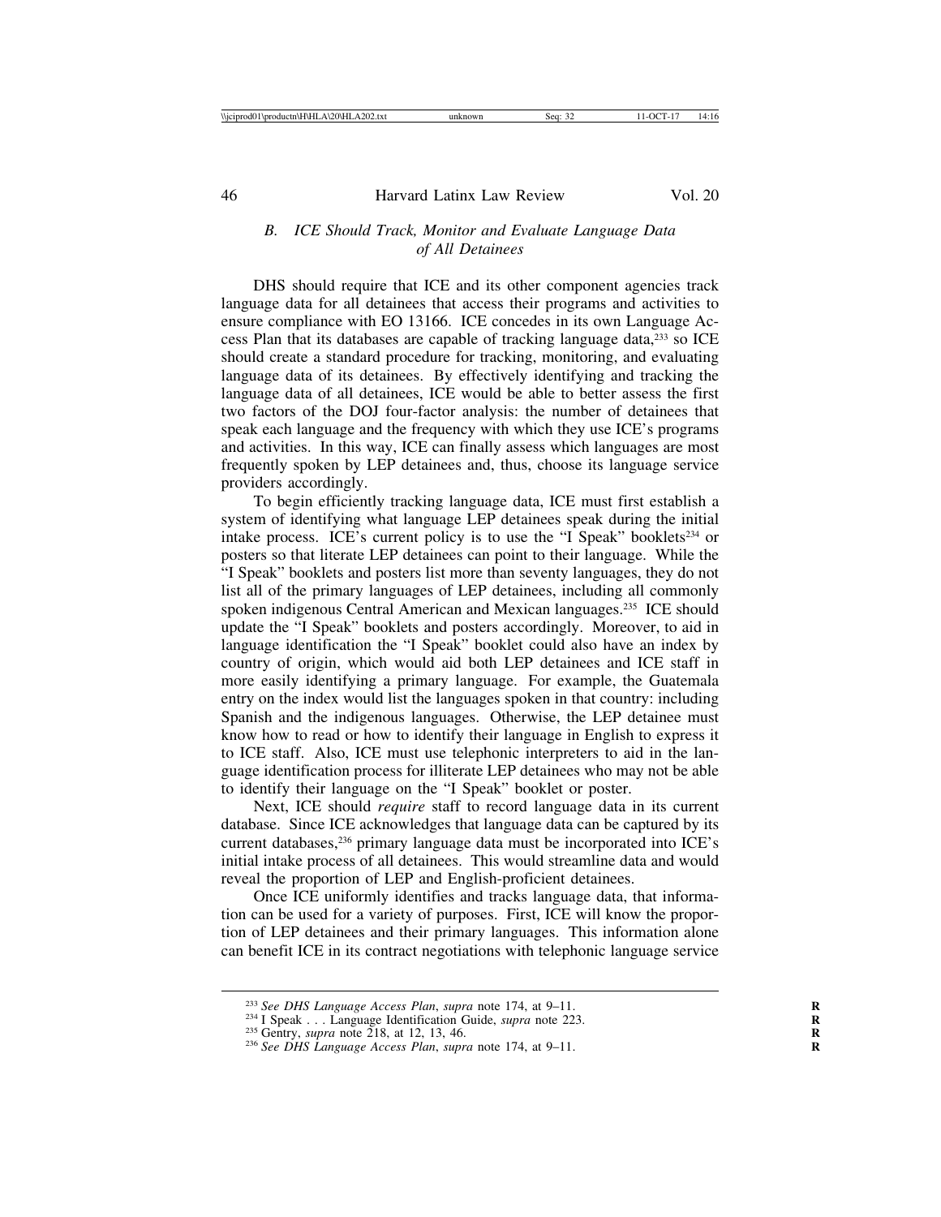### *B. ICE Should Track, Monitor and Evaluate Language Data of All Detainees*

DHS should require that ICE and its other component agencies track language data for all detainees that access their programs and activities to ensure compliance with EO 13166. ICE concedes in its own Language Access Plan that its databases are capable of tracking language data,[233] so ICE should create a standard procedure for tracking, monitoring, and evaluating language data of its detainees. By effectively identifying and tracking the language data of all detainees, ICE would be able to better assess the first two factors of the DOJ four-factor analysis: the number of detainees that speak each language and the frequency with which they use ICE's programs and activities. In this way, ICE can finally assess which languages are most frequently spoken by LEP detainees and, thus, choose its language service providers accordingly.

To begin efficiently tracking language data, ICE must first establish a system of identifying what language LEP detainees speak during the initial intake process. ICE's current policy is to use the "I Speak" booklets[234] or posters so that literate LEP detainees can point to their language. While the "I Speak" booklets and posters list more than seventy languages, they do not list all of the primary languages of LEP detainees, including all commonly spoken indigenous Central American and Mexican languages.[235] ICE should update the "I Speak" booklets and posters accordingly. Moreover, to aid in language identification the "I Speak" booklet could also have an index by country of origin, which would aid both LEP detainees and ICE staff in more easily identifying a primary language. For example, the Guatemala entry on the index would list the languages spoken in that country: including Spanish and the indigenous languages. Otherwise, the LEP detainee must know how to read or how to identify their language in English to express it to ICE staff. Also, ICE must use telephonic interpreters to aid in the language identification process for illiterate LEP detainees who may not be able to identify their language on the "I Speak" booklet or poster.

Next, ICE should *require* staff to record language data in its current database. Since ICE acknowledges that language data can be captured by its current databases,[236] primary language data must be incorporated into ICE's initial intake process of all detainees. This would streamline data and would reveal the proportion of LEP and English-proficient detainees.

Once ICE uniformly identifies and tracks language data, that information can be used for a variety of purposes. First, ICE will know the proportion of LEP detainees and their primary languages. This information alone can benefit ICE in its contract negotiations with telephonic language service

---

[233] *See DHS Language Access Plan*, *supra* note 174, at 9–11.

[234] I Speak . . . Language Identification Guide, *supra* note 223.

[235] Gentry, *supra* note 218, at 12, 13, 46.

[236] *See DHS Language Access Plan*, *supra* note 174, at 9–11.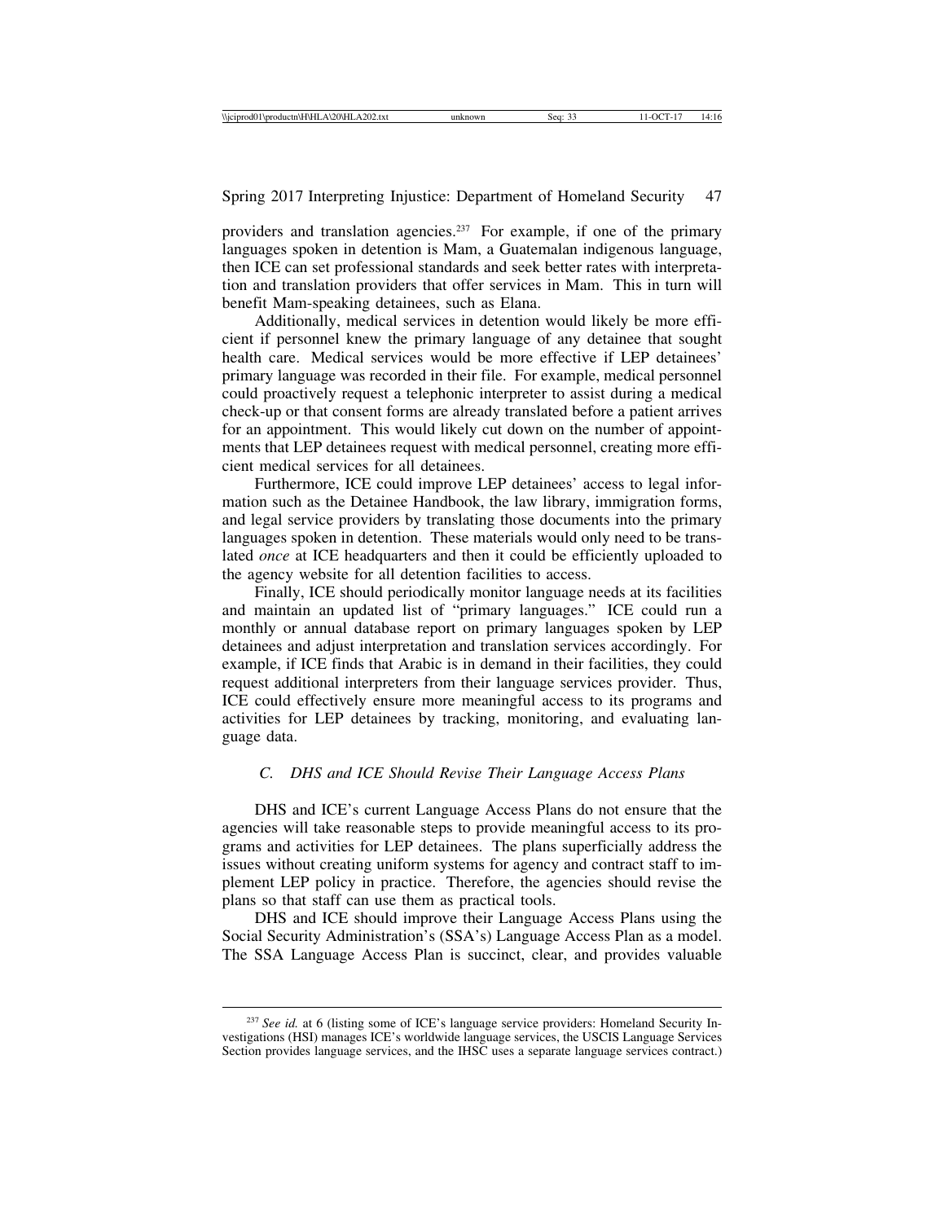providers and translation agencies.[237] For example, if one of the primary languages spoken in detention is Mam, a Guatemalan indigenous language, then ICE can set professional standards and seek better rates with interpretation and translation providers that offer services in Mam. This in turn will benefit Mam-speaking detainees, such as Elana.

Additionally, medical services in detention would likely be more efficient if personnel knew the primary language of any detainee that sought health care. Medical services would be more effective if LEP detainees' primary language was recorded in their file. For example, medical personnel could proactively request a telephonic interpreter to assist during a medical check-up or that consent forms are already translated before a patient arrives for an appointment. This would likely cut down on the number of appointments that LEP detainees request with medical personnel, creating more efficient medical services for all detainees.

Furthermore, ICE could improve LEP detainees' access to legal information such as the Detainee Handbook, the law library, immigration forms, and legal service providers by translating those documents into the primary languages spoken in detention. These materials would only need to be translated *once* at ICE headquarters and then it could be efficiently uploaded to the agency website for all detention facilities to access.

Finally, ICE should periodically monitor language needs at its facilities and maintain an updated list of "primary languages." ICE could run a monthly or annual database report on primary languages spoken by LEP detainees and adjust interpretation and translation services accordingly. For example, if ICE finds that Arabic is in demand in their facilities, they could request additional interpreters from their language services provider. Thus, ICE could effectively ensure more meaningful access to its programs and activities for LEP detainees by tracking, monitoring, and evaluating language data.

### *C. DHS and ICE Should Revise Their Language Access Plans*

DHS and ICE's current Language Access Plans do not ensure that the agencies will take reasonable steps to provide meaningful access to its programs and activities for LEP detainees. The plans superficially address the issues without creating uniform systems for agency and contract staff to implement LEP policy in practice. Therefore, the agencies should revise the plans so that staff can use them as practical tools.

DHS and ICE should improve their Language Access Plans using the Social Security Administration's (SSA's) Language Access Plan as a model. The SSA Language Access Plan is succinct, clear, and provides valuable

---

[237] *See id.* at 6 (listing some of ICE's language service providers: Homeland Security Investigations (HSI) manages ICE's worldwide language services, the USCIS Language Services Section provides language services, and the IHSC uses a separate language services contract.)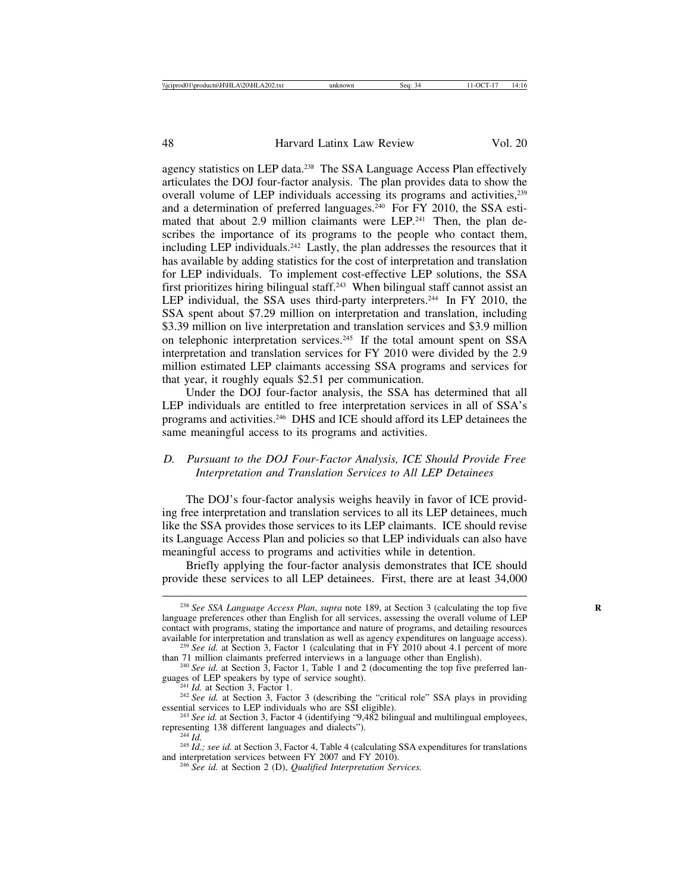agency statistics on LEP data.[238] The SSA Language Access Plan effectively articulates the DOJ four-factor analysis. The plan provides data to show the overall volume of LEP individuals accessing its programs and activities,[239] and a determination of preferred languages.[240] For FY 2010, the SSA estimated that about 2.9 million claimants were LEP.[241] Then, the plan describes the importance of its programs to the people who contact them, including LEP individuals.[242] Lastly, the plan addresses the resources that it has available by adding statistics for the cost of interpretation and translation for LEP individuals. To implement cost-effective LEP solutions, the SSA first prioritizes hiring bilingual staff.[243] When bilingual staff cannot assist an LEP individual, the SSA uses third-party interpreters.[244] In FY 2010, the SSA spent about $7.29 million on interpretation and translation, including $3.39 million on live interpretation and translation services and $3.9 million on telephonic interpretation services.[245] If the total amount spent on SSA interpretation and translation services for FY 2010 were divided by the 2.9 million estimated LEP claimants accessing SSA programs and services for that year, it roughly equals $2.51 per communication.

Under the DOJ four-factor analysis, the SSA has determined that all LEP individuals are entitled to free interpretation services in all of SSA's programs and activities.[246] DHS and ICE should afford its LEP detainees the same meaningful access to its programs and activities.

### D. *Pursuant to the DOJ Four-Factor Analysis, ICE Should Provide Free Interpretation and Translation Services to All LEP Detainees*

The DOJ's four-factor analysis weighs heavily in favor of ICE providing free interpretation and translation services to all its LEP detainees, much like the SSA provides those services to its LEP claimants. ICE should revise its Language Access Plan and policies so that LEP individuals can also have meaningful access to programs and activities while in detention.

Briefly applying the four-factor analysis demonstrates that ICE should provide these services to all LEP detainees. First, there are at least 34,000

---

[238] *See SSA Language Access Plan*, *supra* note 189, at Section 3 (calculating the top five language preferences other than English for all services, assessing the overall volume of LEP contact with programs, stating the importance and nature of programs, and detailing resources available for interpretation and translation as well as agency expenditures on language access).

[239] *See id.* at Section 3, Factor 1 (calculating that in FY 2010 about 4.1 percent of more than 71 million claimants preferred interviews in a language other than English).

[240] *See id.* at Section 3, Factor 1, Table 1 and 2 (documenting the top five preferred languages of LEP speakers by type of service sought).

[241] *Id.* at Section 3, Factor 1.

[242] *See id.* at Section 3, Factor 3 (describing the "critical role" SSA plays in providing essential services to LEP individuals who are SSI eligible).

[243] *See id.* at Section 3, Factor 4 (identifying "9,482 bilingual and multilingual employees, representing 138 different languages and dialects").

[244] *Id.*

[245] *Id.; see id.* at Section 3, Factor 4, Table 4 (calculating SSA expenditures for translations and interpretation services between FY 2007 and FY 2010).

[246] *See id.* at Section 2 (D), *Qualified Interpretation Services.*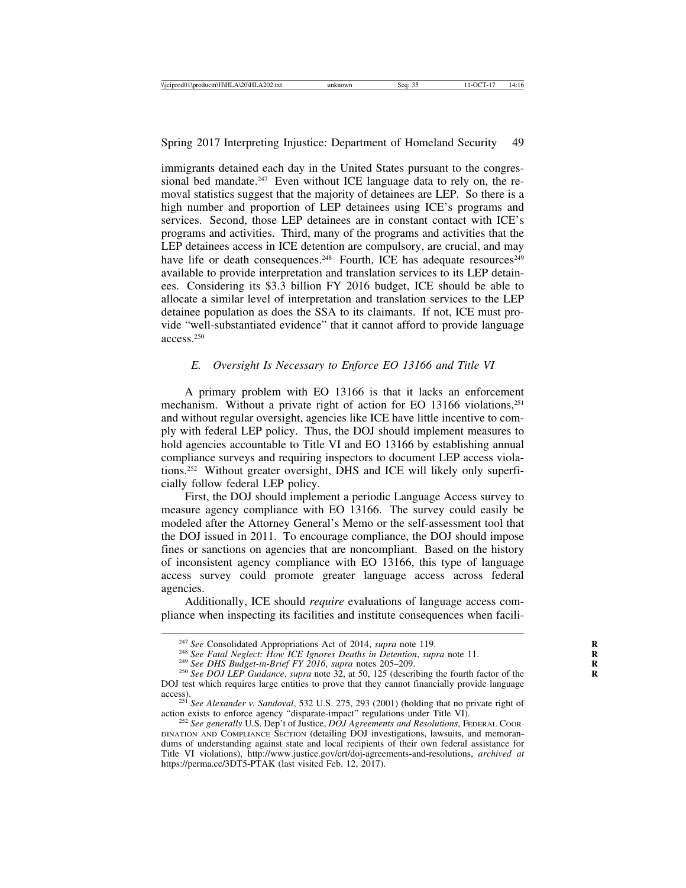immigrants detained each day in the United States pursuant to the congressional bed mandate.[247] Even without ICE language data to rely on, the removal statistics suggest that the majority of detainees are LEP. So there is a high number and proportion of LEP detainees using ICE's programs and services. Second, those LEP detainees are in constant contact with ICE's programs and activities. Third, many of the programs and activities that the LEP detainees access in ICE detention are compulsory, are crucial, and may have life or death consequences.[248] Fourth, ICE has adequate resources[249] available to provide interpretation and translation services to its LEP detainees. Considering its $3.3 billion FY 2016 budget, ICE should be able to allocate a similar level of interpretation and translation services to the LEP detainee population as does the SSA to its claimants. If not, ICE must provide "well-substantiated evidence" that it cannot afford to provide language access.[250]

### *E. Oversight Is Necessary to Enforce EO 13166 and Title VI*

A primary problem with EO 13166 is that it lacks an enforcement mechanism. Without a private right of action for EO 13166 violations,[251] and without regular oversight, agencies like ICE have little incentive to comply with federal LEP policy. Thus, the DOJ should implement measures to hold agencies accountable to Title VI and EO 13166 by establishing annual compliance surveys and requiring inspectors to document LEP access violations.[252] Without greater oversight, DHS and ICE will likely only superficially follow federal LEP policy.

First, the DOJ should implement a periodic Language Access survey to measure agency compliance with EO 13166. The survey could easily be modeled after the Attorney General's Memo or the self-assessment tool that the DOJ issued in 2011. To encourage compliance, the DOJ should impose fines or sanctions on agencies that are noncompliant. Based on the history of inconsistent agency compliance with EO 13166, this type of language access survey could promote greater language access across federal agencies.

Additionally, ICE should *require* evaluations of language access compliance when inspecting its facilities and institute consequences when facili-

---

[247] *See* Consolidated Appropriations Act of 2014, *supra* note 119.

[248] *See Fatal Neglect: How ICE Ignores Deaths in Detention*, *supra* note 11.

[249] *See DHS Budget-in-Brief FY 2016*, *supra* notes 205–209.

[250] *See DOJ LEP Guidance*, *supra* note 32, at 50, 125 (describing the fourth factor of the DOJ test which requires large entities to prove that they cannot financially provide language access).

[251] *See Alexander v. Sandoval*, 532 U.S. 275, 293 (2001) (holding that no private right of action exists to enforce agency "disparate-impact" regulations under Title VI).

[252] *See generally* U.S. Dep't of Justice, *DOJ Agreements and Resolutions*, Federal Coordination and Compliance Section (detailing DOJ investigations, lawsuits, and memorandums of understanding against state and local recipients of their own federal assistance for Title VI violations), http://www.justice.gov/crt/doj-agreements-and-resolutions, *archived at* https://perma.cc/3DT5-PTAK (last visited Feb. 12, 2017).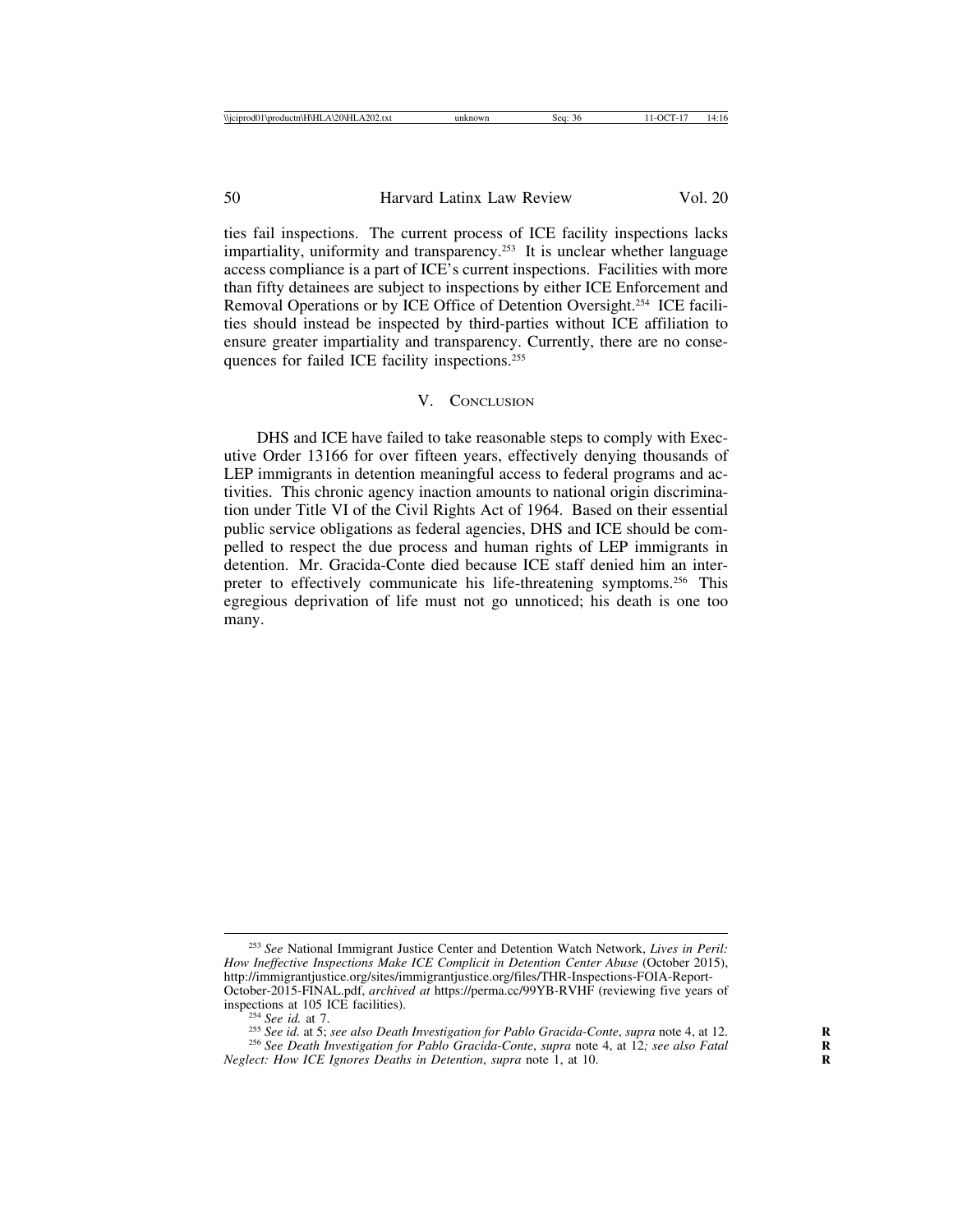ties fail inspections. The current process of ICE facility inspections lacks impartiality, uniformity and transparency.[253] It is unclear whether language access compliance is a part of ICE's current inspections. Facilities with more than fifty detainees are subject to inspections by either ICE Enforcement and Removal Operations or by ICE Office of Detention Oversight.[254] ICE facilities should instead be inspected by third-parties without ICE affiliation to ensure greater impartiality and transparency. Currently, there are no consequences for failed ICE facility inspections.[255]

## V. Conclusion

DHS and ICE have failed to take reasonable steps to comply with Executive Order 13166 for over fifteen years, effectively denying thousands of LEP immigrants in detention meaningful access to federal programs and activities. This chronic agency inaction amounts to national origin discrimination under Title VI of the Civil Rights Act of 1964. Based on their essential public service obligations as federal agencies, DHS and ICE should be compelled to respect the due process and human rights of LEP immigrants in detention. Mr. Gracida-Conte died because ICE staff denied him an interpreter to effectively communicate his life-threatening symptoms.[256] This egregious deprivation of life must not go unnoticed; his death is one too many.

---

[253] *See* National Immigrant Justice Center and Detention Watch Network, *Lives in Peril: How Ineffective Inspections Make ICE Complicit in Detention Center Abuse* (October 2015), http://immigrantjustice.org/sites/immigrantjustice.org/files/THR-Inspections-FOIA-Report-October-2015-FINAL.pdf, *archived at* https://perma.cc/99YB-RVHF (reviewing five years of inspections at 105 ICE facilities).

[254] *See id.* at 7.

[255] *See id.* at 5; *see also Death Investigation for Pablo Gracida-Conte*, *supra* note 4, at 12.

[256] *See Death Investigation for Pablo Gracida-Conte*, *supra* note 4, at 12*; see also Fatal Neglect: How ICE Ignores Deaths in Detention*, *supra* note 1, at 10.